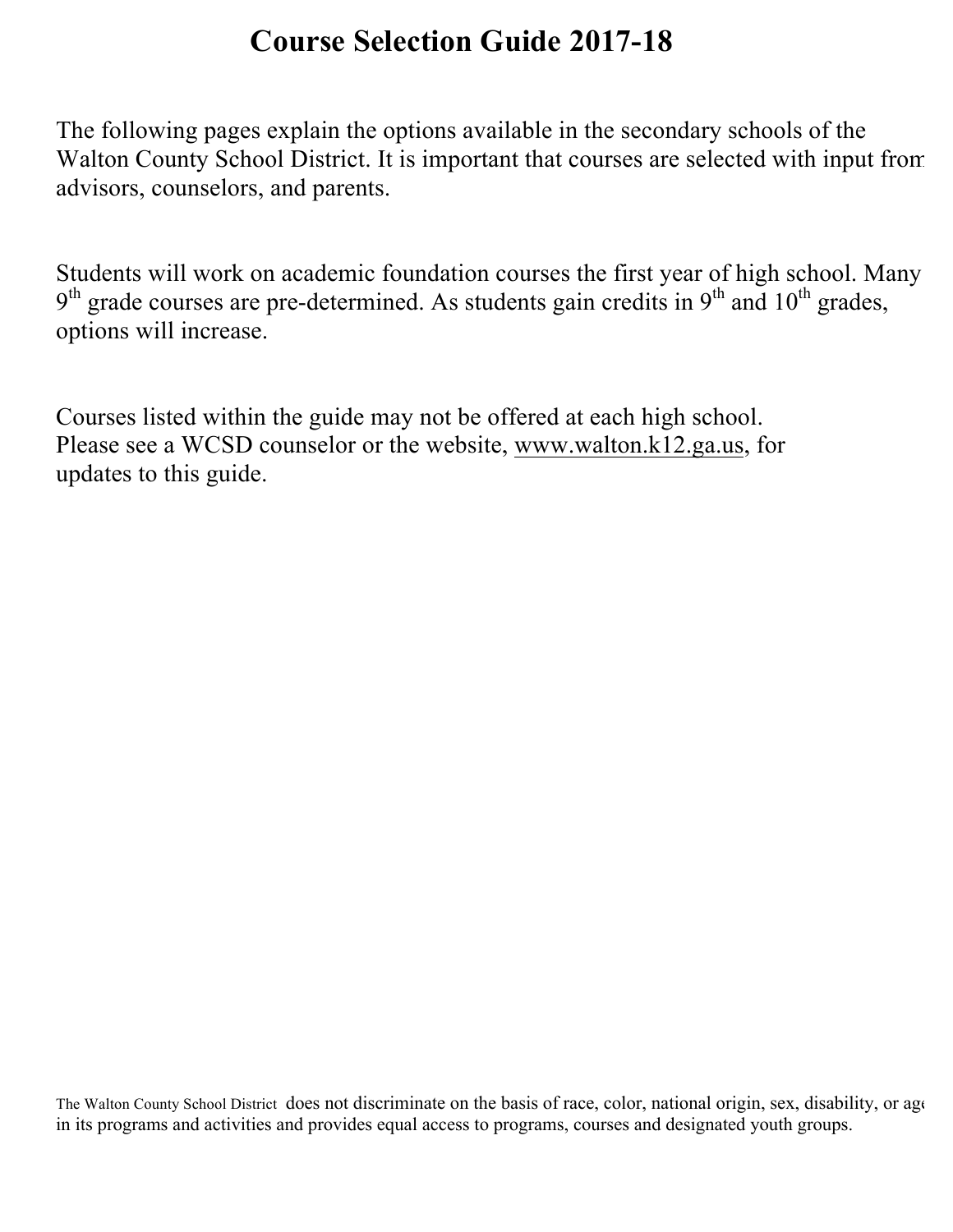# Course Selection Guide 2017-18

The following pages explain the options available in the secondary schools of the Walton County School District. It is important that courses are selected with input from advisors, counselors, and parents.

Students will work on academic foundation courses the first year of high school. Many 9th grade courses are pre-determined. As students gain credits in 9th and 10th grades, options will increase.

Courses listed within the guide may not be offered at each high school.
Please see a WCSD counselor or the website, www.walton.k12.ga.us, for updates to this guide.

The Walton County School District does not discriminate on the basis of race, color, national origin, sex, disability, or age in its programs and activities and provides equal access to programs, courses and designated youth groups.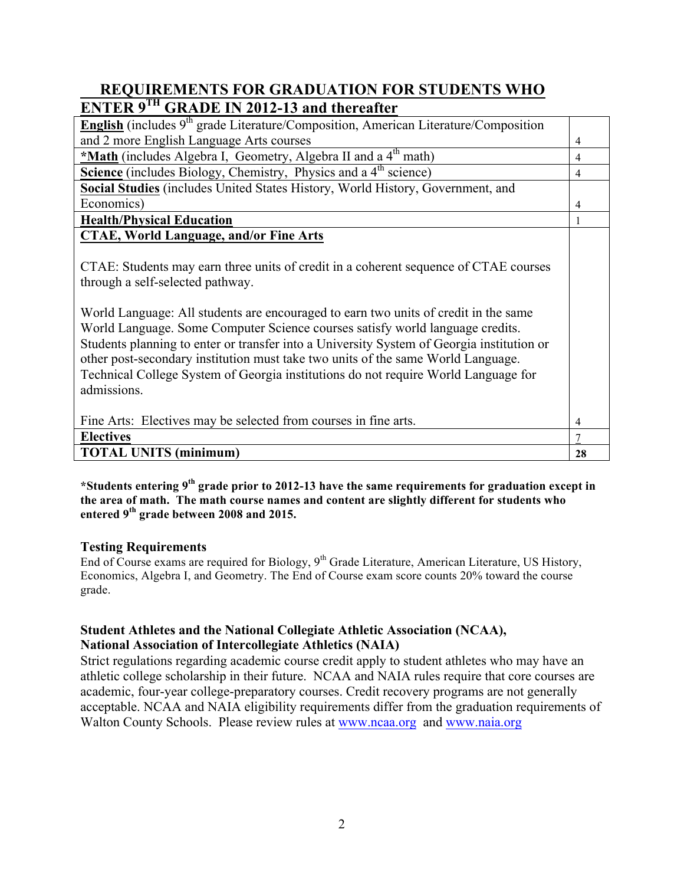## REQUIREMENTS FOR GRADUATION FOR STUDENTS WHO ENTER 9TH GRADE IN 2012-13 and thereafter

| Requirement | Units |
|---|---|
| **English** (includes 9th grade Literature/Composition, American Literature/Composition and 2 more English Language Arts courses | 4 |
| **\*Math** (includes Algebra I, Geometry, Algebra II and a 4th math) | 4 |
| **Science** (includes Biology, Chemistry, Physics and a 4th science) | 4 |
| **Social Studies** (includes United States History, World History, Government, and Economics) | 4 |
| **Health/Physical Education** | 1 |
| **CTAE, World Language, and/or Fine Arts**<br><br>CTAE: Students may earn three units of credit in a coherent sequence of CTAE courses through a self-selected pathway.<br><br>World Language: All students are encouraged to earn two units of credit in the same World Language. Some Computer Science courses satisfy world language credits. Students planning to enter or transfer into a University System of Georgia institution or other post-secondary institution must take two units of the same World Language. Technical College System of Georgia institutions do not require World Language for admissions.<br><br>Fine Arts: Electives may be selected from courses in fine arts. | 4 |
| **Electives** | 7 |
| **TOTAL UNITS (minimum)** | **28** |

**\*Students entering 9th grade prior to 2012-13 have the same requirements for graduation except in the area of math. The math course names and content are slightly different for students who entered 9th grade between 2008 and 2015.**

### Testing Requirements

End of Course exams are required for Biology, 9th Grade Literature, American Literature, US History, Economics, Algebra I, and Geometry. The End of Course exam score counts 20% toward the course grade.

### Student Athletes and the National Collegiate Athletic Association (NCAA), National Association of Intercollegiate Athletics (NAIA)

Strict regulations regarding academic course credit apply to student athletes who may have an athletic college scholarship in their future. NCAA and NAIA rules require that core courses are academic, four-year college-preparatory courses. Credit recovery programs are not generally acceptable. NCAA and NAIA eligibility requirements differ from the graduation requirements of Walton County Schools. Please review rules at www.ncaa.org and www.naia.org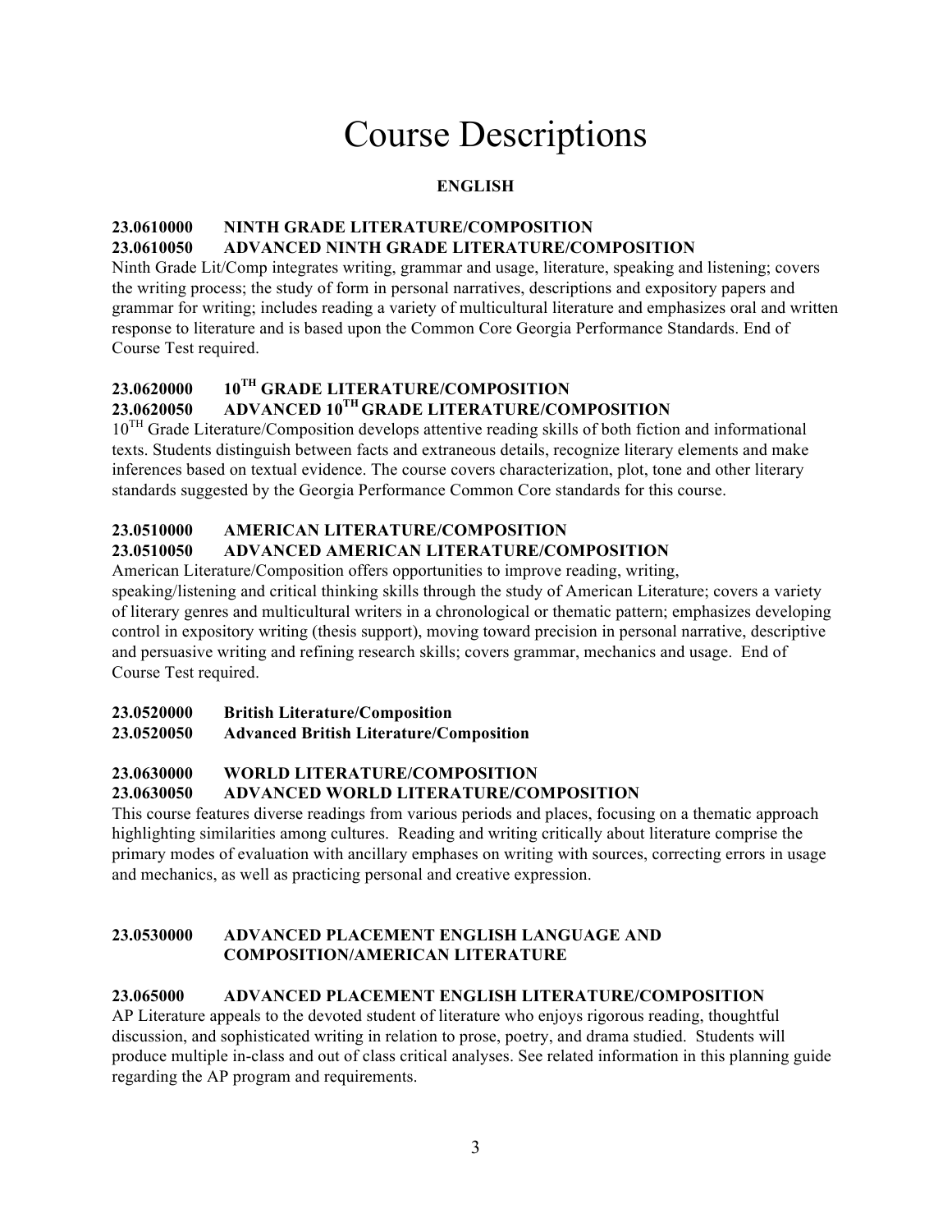# Course Descriptions

## ENGLISH

**23.0610000 NINTH GRADE LITERATURE/COMPOSITION**
**23.0610050 ADVANCED NINTH GRADE LITERATURE/COMPOSITION**

Ninth Grade Lit/Comp integrates writing, grammar and usage, literature, speaking and listening; covers the writing process; the study of form in personal narratives, descriptions and expository papers and grammar for writing; includes reading a variety of multicultural literature and emphasizes oral and written response to literature and is based upon the Common Core Georgia Performance Standards. End of Course Test required.

**23.0620000 10TH GRADE LITERATURE/COMPOSITION**
**23.0620050 ADVANCED 10TH GRADE LITERATURE/COMPOSITION**

10TH Grade Literature/Composition develops attentive reading skills of both fiction and informational texts. Students distinguish between facts and extraneous details, recognize literary elements and make inferences based on textual evidence. The course covers characterization, plot, tone and other literary standards suggested by the Georgia Performance Common Core standards for this course.

**23.0510000 AMERICAN LITERATURE/COMPOSITION**
**23.0510050 ADVANCED AMERICAN LITERATURE/COMPOSITION**

American Literature/Composition offers opportunities to improve reading, writing, speaking/listening and critical thinking skills through the study of American Literature; covers a variety of literary genres and multicultural writers in a chronological or thematic pattern; emphasizes developing control in expository writing (thesis support), moving toward precision in personal narrative, descriptive and persuasive writing and refining research skills; covers grammar, mechanics and usage. End of Course Test required.

**23.0520000 British Literature/Composition**
**23.0520050 Advanced British Literature/Composition**

**23.0630000 WORLD LITERATURE/COMPOSITION**
**23.0630050 ADVANCED WORLD LITERATURE/COMPOSITION**

This course features diverse readings from various periods and places, focusing on a thematic approach highlighting similarities among cultures. Reading and writing critically about literature comprise the primary modes of evaluation with ancillary emphases on writing with sources, correcting errors in usage and mechanics, as well as practicing personal and creative expression.

**23.0530000 ADVANCED PLACEMENT ENGLISH LANGUAGE AND COMPOSITION/AMERICAN LITERATURE**

**23.065000 ADVANCED PLACEMENT ENGLISH LITERATURE/COMPOSITION**

AP Literature appeals to the devoted student of literature who enjoys rigorous reading, thoughtful discussion, and sophisticated writing in relation to prose, poetry, and drama studied. Students will produce multiple in-class and out of class critical analyses. See related information in this planning guide regarding the AP program and requirements.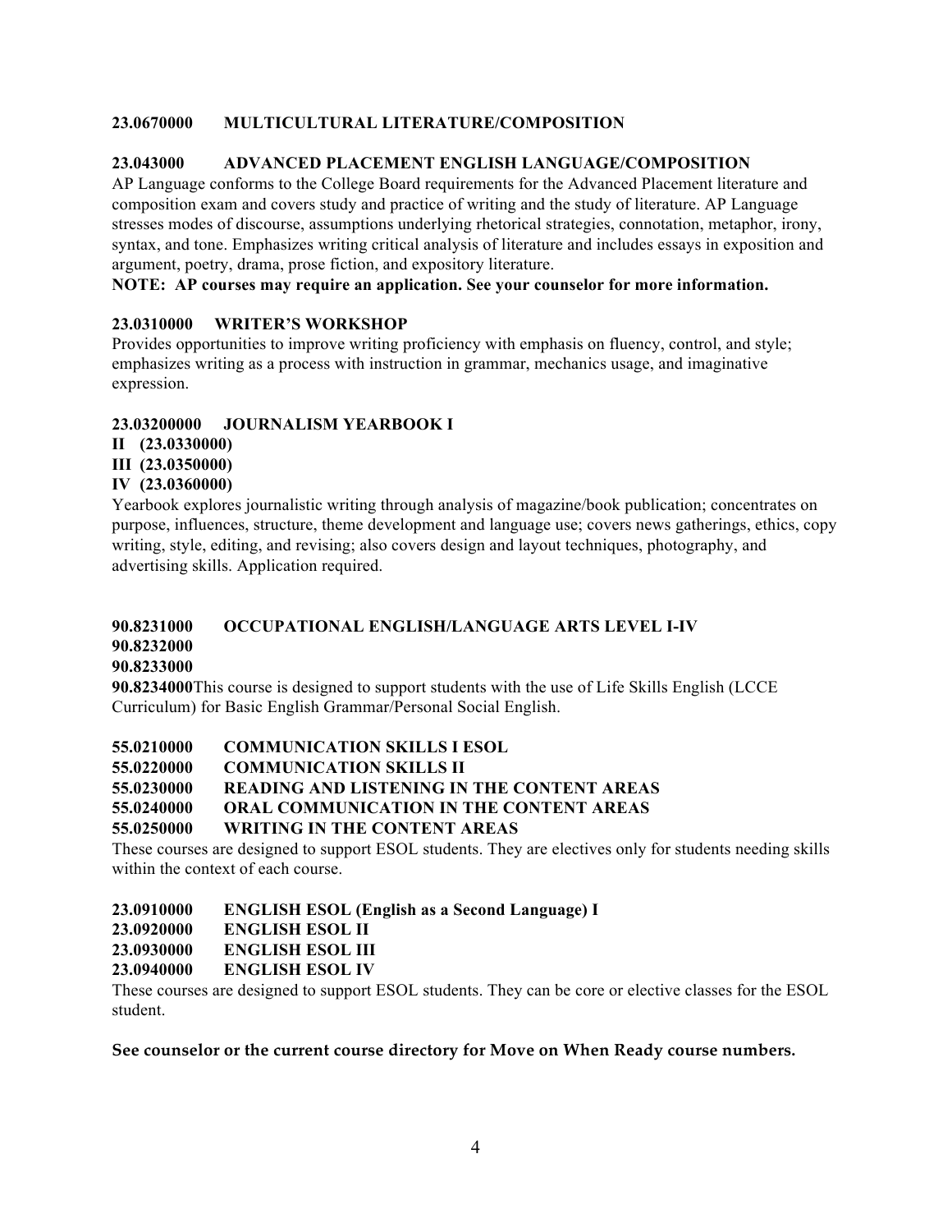**23.0670000 MULTICULTURAL LITERATURE/COMPOSITION**

**23.043000 ADVANCED PLACEMENT ENGLISH LANGUAGE/COMPOSITION**

AP Language conforms to the College Board requirements for the Advanced Placement literature and composition exam and covers study and practice of writing and the study of literature. AP Language stresses modes of discourse, assumptions underlying rhetorical strategies, connotation, metaphor, irony, syntax, and tone. Emphasizes writing critical analysis of literature and includes essays in exposition and argument, poetry, drama, prose fiction, and expository literature.

**NOTE: AP courses may require an application. See your counselor for more information.**

**23.0310000 WRITER'S WORKSHOP**

Provides opportunities to improve writing proficiency with emphasis on fluency, control, and style; emphasizes writing as a process with instruction in grammar, mechanics usage, and imaginative expression.

**23.03200000 JOURNALISM YEARBOOK I**
**II (23.0330000)**
**III (23.0350000)**
**IV (23.0360000)**

Yearbook explores journalistic writing through analysis of magazine/book publication; concentrates on purpose, influences, structure, theme development and language use; covers news gatherings, ethics, copy writing, style, editing, and revising; also covers design and layout techniques, photography, and advertising skills. Application required.

**90.8231000 OCCUPATIONAL ENGLISH/LANGUAGE ARTS LEVEL I-IV**
**90.8232000**
**90.8233000**
**90.8234000** This course is designed to support students with the use of Life Skills English (LCCE Curriculum) for Basic English Grammar/Personal Social English.

**55.0210000 COMMUNICATION SKILLS I ESOL**
**55.0220000 COMMUNICATION SKILLS II**
**55.0230000 READING AND LISTENING IN THE CONTENT AREAS**
**55.0240000 ORAL COMMUNICATION IN THE CONTENT AREAS**
**55.0250000 WRITING IN THE CONTENT AREAS**

These courses are designed to support ESOL students. They are electives only for students needing skills within the context of each course.

**23.0910000 ENGLISH ESOL (English as a Second Language) I**
**23.0920000 ENGLISH ESOL II**
**23.0930000 ENGLISH ESOL III**
**23.0940000 ENGLISH ESOL IV**

These courses are designed to support ESOL students. They can be core or elective classes for the ESOL student.

**See counselor or the current course directory for Move on When Ready course numbers.**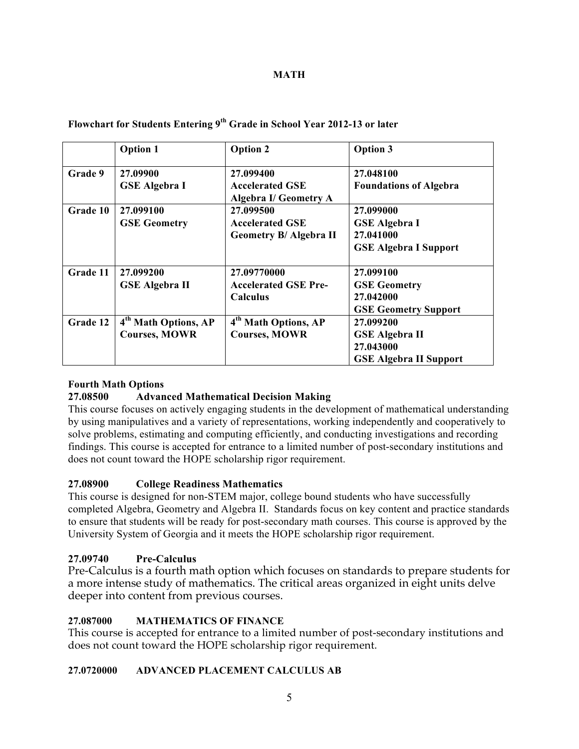# MATH

**Flowchart for Students Entering 9th Grade in School Year 2012-13 or later**

| | Option 1 | Option 2 | Option 3 |
|---|---|---|---|
| **Grade 9** | **27.09900**<br>**GSE Algebra I** | **27.099400**<br>**Accelerated GSE Algebra I/ Geometry A** | **27.048100**<br>**Foundations of Algebra** |
| **Grade 10** | **27.099100**<br>**GSE Geometry** | **27.099500**<br>**Accelerated GSE Geometry B/ Algebra II** | **27.099000**<br>**GSE Algebra I**<br>**27.041000**<br>**GSE Algebra I Support** |
| **Grade 11** | **27.099200**<br>**GSE Algebra II** | **27.09770000**<br>**Accelerated GSE Pre-Calculus** | **27.099100**<br>**GSE Geometry**<br>**27.042000**<br>**GSE Geometry Support** |
| **Grade 12** | **4th Math Options, AP Courses, MOWR** | **4th Math Options, AP Courses, MOWR** | **27.099200**<br>**GSE Algebra II**<br>**27.043000**<br>**GSE Algebra II Support** |

**Fourth Math Options**

**27.08500 Advanced Mathematical Decision Making**

This course focuses on actively engaging students in the development of mathematical understanding by using manipulatives and a variety of representations, working independently and cooperatively to solve problems, estimating and computing efficiently, and conducting investigations and recording findings. This course is accepted for entrance to a limited number of post-secondary institutions and does not count toward the HOPE scholarship rigor requirement.

**27.08900 College Readiness Mathematics**

This course is designed for non-STEM major, college bound students who have successfully completed Algebra, Geometry and Algebra II. Standards focus on key content and practice standards to ensure that students will be ready for post-secondary math courses. This course is approved by the University System of Georgia and it meets the HOPE scholarship rigor requirement.

**27.09740 Pre-Calculus**

Pre-Calculus is a fourth math option which focuses on standards to prepare students for a more intense study of mathematics. The critical areas organized in eight units delve deeper into content from previous courses.

**27.087000 MATHEMATICS OF FINANCE**

This course is accepted for entrance to a limited number of post-secondary institutions and does not count toward the HOPE scholarship rigor requirement.

**27.0720000 ADVANCED PLACEMENT CALCULUS AB**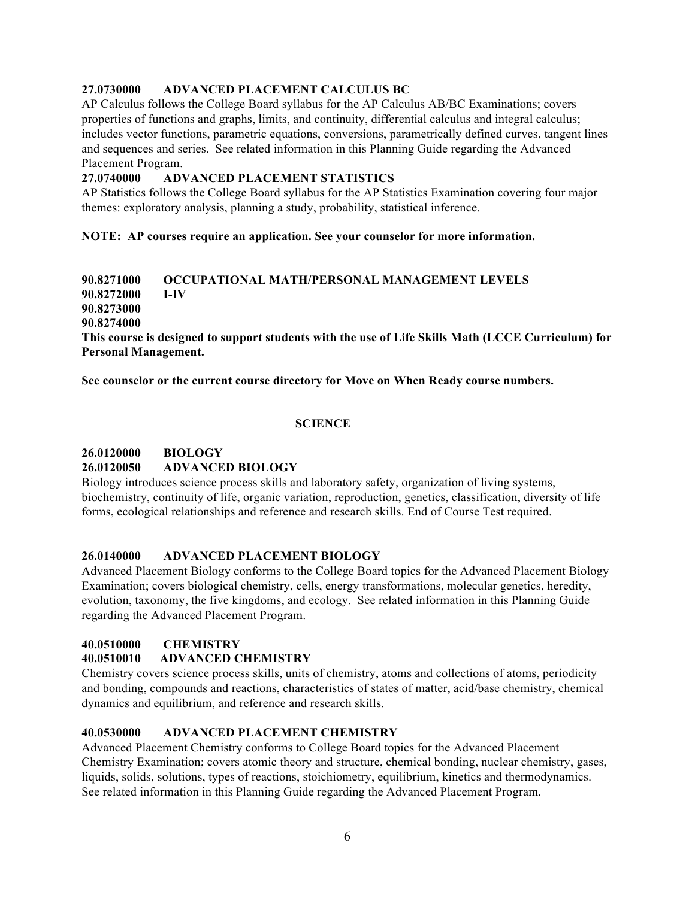**27.0730000 ADVANCED PLACEMENT CALCULUS BC**

AP Calculus follows the College Board syllabus for the AP Calculus AB/BC Examinations; covers properties of functions and graphs, limits, and continuity, differential calculus and integral calculus; includes vector functions, parametric equations, conversions, parametrically defined curves, tangent lines and sequences and series. See related information in this Planning Guide regarding the Advanced Placement Program.

**27.0740000 ADVANCED PLACEMENT STATISTICS**

AP Statistics follows the College Board syllabus for the AP Statistics Examination covering four major themes: exploratory analysis, planning a study, probability, statistical inference.

**NOTE: AP courses require an application. See your counselor for more information.**

**90.8271000 OCCUPATIONAL MATH/PERSONAL MANAGEMENT LEVELS**
**90.8272000 I-IV**
**90.8273000**
**90.8274000**

**This course is designed to support students with the use of Life Skills Math (LCCE Curriculum) for Personal Management.**

**See counselor or the current course directory for Move on When Ready course numbers.**

## SCIENCE

**26.0120000 BIOLOGY**
**26.0120050 ADVANCED BIOLOGY**

Biology introduces science process skills and laboratory safety, organization of living systems, biochemistry, continuity of life, organic variation, reproduction, genetics, classification, diversity of life forms, ecological relationships and reference and research skills. End of Course Test required.

**26.0140000 ADVANCED PLACEMENT BIOLOGY**

Advanced Placement Biology conforms to the College Board topics for the Advanced Placement Biology Examination; covers biological chemistry, cells, energy transformations, molecular genetics, heredity, evolution, taxonomy, the five kingdoms, and ecology. See related information in this Planning Guide regarding the Advanced Placement Program.

**40.0510000 CHEMISTRY**
**40.0510010 ADVANCED CHEMISTRY**

Chemistry covers science process skills, units of chemistry, atoms and collections of atoms, periodicity and bonding, compounds and reactions, characteristics of states of matter, acid/base chemistry, chemical dynamics and equilibrium, and reference and research skills.

**40.0530000 ADVANCED PLACEMENT CHEMISTRY**

Advanced Placement Chemistry conforms to College Board topics for the Advanced Placement Chemistry Examination; covers atomic theory and structure, chemical bonding, nuclear chemistry, gases, liquids, solids, solutions, types of reactions, stoichiometry, equilibrium, kinetics and thermodynamics. See related information in this Planning Guide regarding the Advanced Placement Program.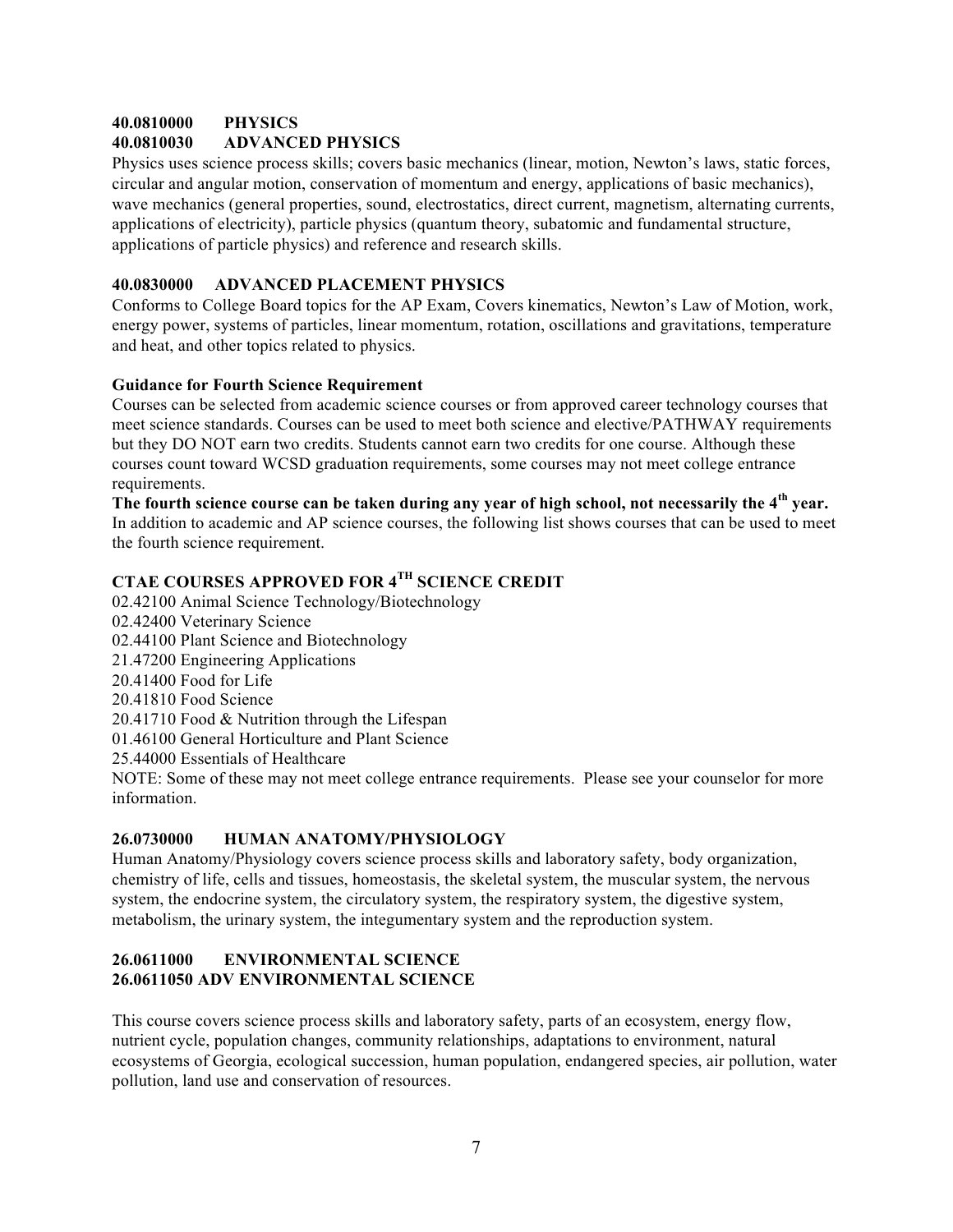**40.0810000 PHYSICS**
**40.0810030 ADVANCED PHYSICS**

Physics uses science process skills; covers basic mechanics (linear, motion, Newton's laws, static forces, circular and angular motion, conservation of momentum and energy, applications of basic mechanics), wave mechanics (general properties, sound, electrostatics, direct current, magnetism, alternating currents, applications of electricity), particle physics (quantum theory, subatomic and fundamental structure, applications of particle physics) and reference and research skills.

**40.0830000 ADVANCED PLACEMENT PHYSICS**

Conforms to College Board topics for the AP Exam, Covers kinematics, Newton's Law of Motion, work, energy power, systems of particles, linear momentum, rotation, oscillations and gravitations, temperature and heat, and other topics related to physics.

**Guidance for Fourth Science Requirement**

Courses can be selected from academic science courses or from approved career technology courses that meet science standards. Courses can be used to meet both science and elective/PATHWAY requirements but they DO NOT earn two credits. Students cannot earn two credits for one course. Although these courses count toward WCSD graduation requirements, some courses may not meet college entrance requirements.

**The fourth science course can be taken during any year of high school, not necessarily the 4th year.** In addition to academic and AP science courses, the following list shows courses that can be used to meet the fourth science requirement.

**CTAE COURSES APPROVED FOR 4TH SCIENCE CREDIT**

02.42100 Animal Science Technology/Biotechnology
02.42400 Veterinary Science
02.44100 Plant Science and Biotechnology
21.47200 Engineering Applications
20.41400 Food for Life
20.41810 Food Science
20.41710 Food & Nutrition through the Lifespan
01.46100 General Horticulture and Plant Science
25.44000 Essentials of Healthcare

NOTE: Some of these may not meet college entrance requirements. Please see your counselor for more information.

**26.0730000 HUMAN ANATOMY/PHYSIOLOGY**

Human Anatomy/Physiology covers science process skills and laboratory safety, body organization, chemistry of life, cells and tissues, homeostasis, the skeletal system, the muscular system, the nervous system, the endocrine system, the circulatory system, the respiratory system, the digestive system, metabolism, the urinary system, the integumentary system and the reproduction system.

**26.0611000 ENVIRONMENTAL SCIENCE**
**26.0611050 ADV ENVIRONMENTAL SCIENCE**

This course covers science process skills and laboratory safety, parts of an ecosystem, energy flow, nutrient cycle, population changes, community relationships, adaptations to environment, natural ecosystems of Georgia, ecological succession, human population, endangered species, air pollution, water pollution, land use and conservation of resources.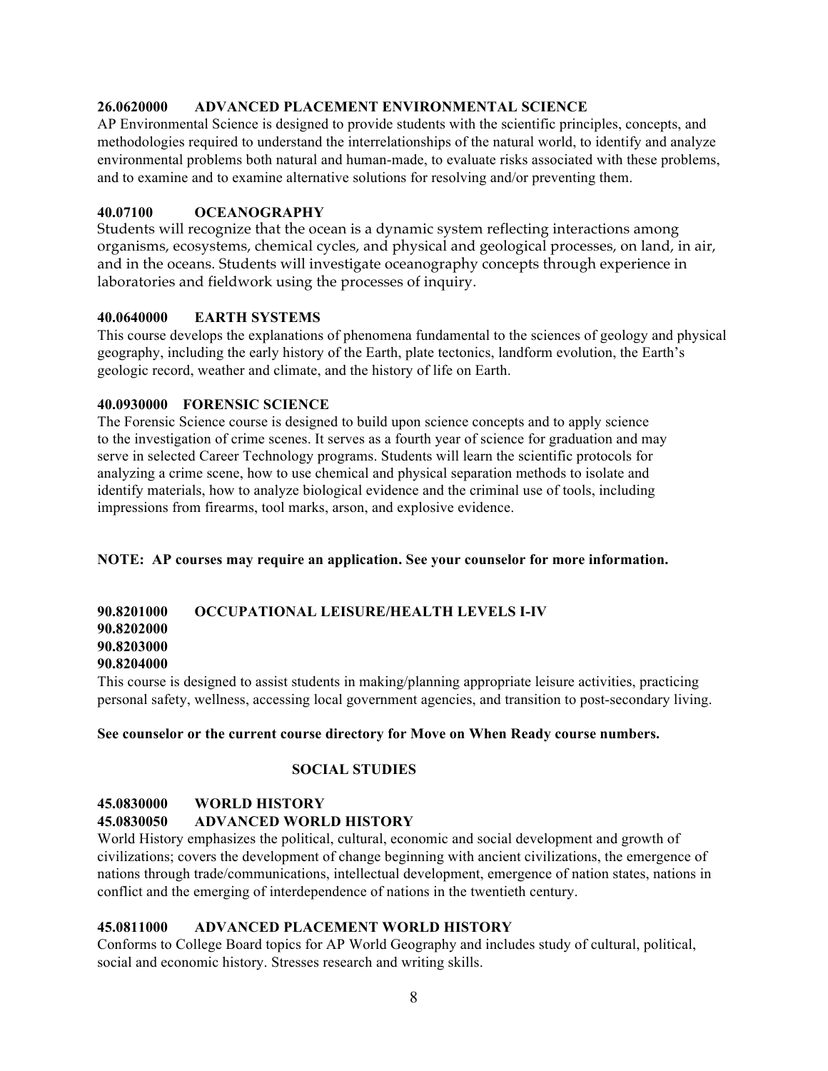**26.0620000 ADVANCED PLACEMENT ENVIRONMENTAL SCIENCE**

AP Environmental Science is designed to provide students with the scientific principles, concepts, and methodologies required to understand the interrelationships of the natural world, to identify and analyze environmental problems both natural and human-made, to evaluate risks associated with these problems, and to examine and to examine alternative solutions for resolving and/or preventing them.

**40.07100 OCEANOGRAPHY**

Students will recognize that the ocean is a dynamic system reflecting interactions among organisms, ecosystems, chemical cycles, and physical and geological processes, on land, in air, and in the oceans. Students will investigate oceanography concepts through experience in laboratories and fieldwork using the processes of inquiry.

**40.0640000 EARTH SYSTEMS**

This course develops the explanations of phenomena fundamental to the sciences of geology and physical geography, including the early history of the Earth, plate tectonics, landform evolution, the Earth's geologic record, weather and climate, and the history of life on Earth.

**40.0930000 FORENSIC SCIENCE**

The Forensic Science course is designed to build upon science concepts and to apply science to the investigation of crime scenes. It serves as a fourth year of science for graduation and may serve in selected Career Technology programs. Students will learn the scientific protocols for analyzing a crime scene, how to use chemical and physical separation methods to isolate and identify materials, how to analyze biological evidence and the criminal use of tools, including impressions from firearms, tool marks, arson, and explosive evidence.

**NOTE: AP courses may require an application. See your counselor for more information.**

**90.8201000 OCCUPATIONAL LEISURE/HEALTH LEVELS I-IV**
**90.8202000**
**90.8203000**
**90.8204000**

This course is designed to assist students in making/planning appropriate leisure activities, practicing personal safety, wellness, accessing local government agencies, and transition to post-secondary living.

**See counselor or the current course directory for Move on When Ready course numbers.**

## SOCIAL STUDIES

**45.0830000 WORLD HISTORY**
**45.0830050 ADVANCED WORLD HISTORY**

World History emphasizes the political, cultural, economic and social development and growth of civilizations; covers the development of change beginning with ancient civilizations, the emergence of nations through trade/communications, intellectual development, emergence of nation states, nations in conflict and the emerging of interdependence of nations in the twentieth century.

**45.0811000 ADVANCED PLACEMENT WORLD HISTORY**

Conforms to College Board topics for AP World Geography and includes study of cultural, political, social and economic history. Stresses research and writing skills.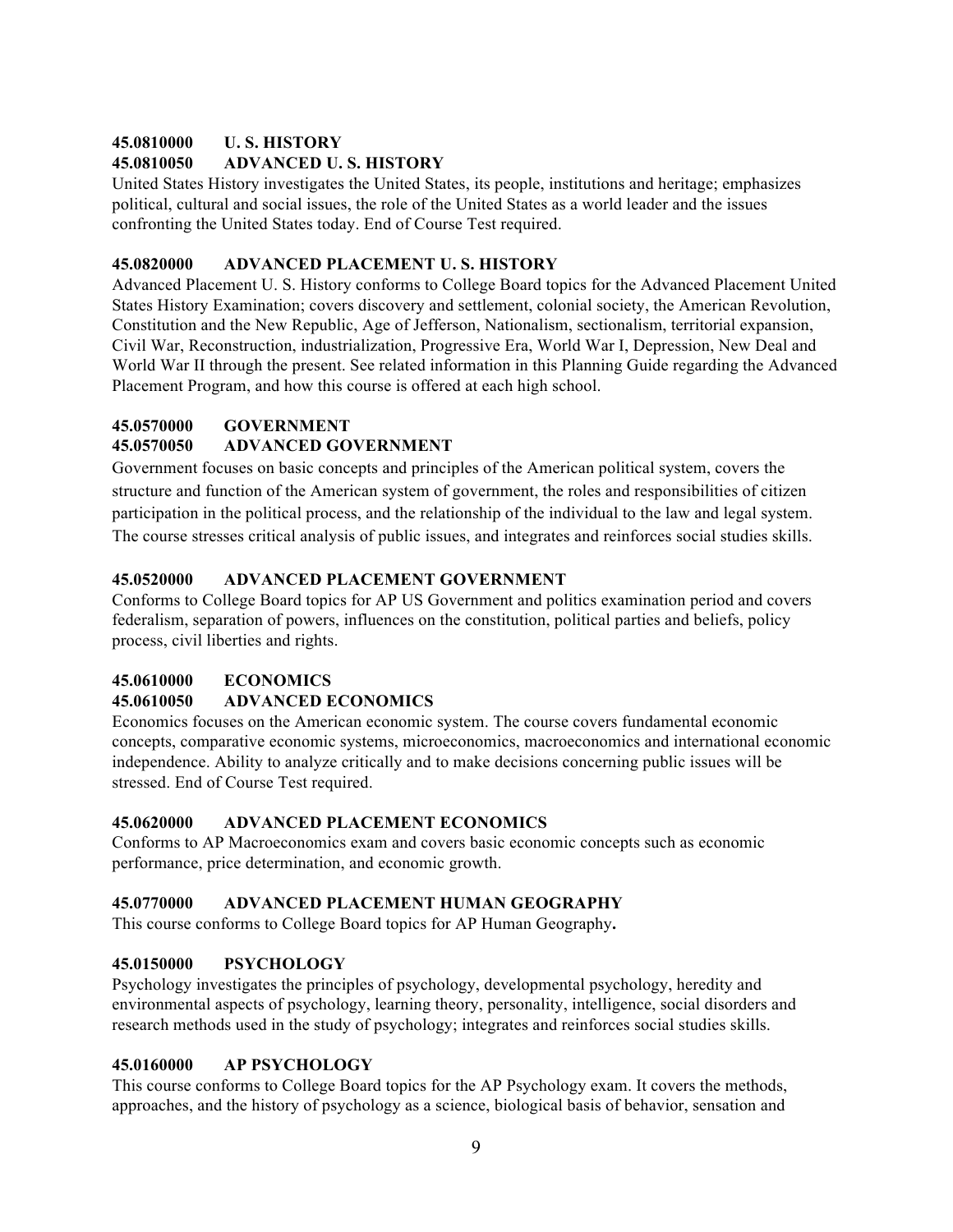**45.0810000 U. S. HISTORY**
**45.0810050 ADVANCED U. S. HISTORY**

United States History investigates the United States, its people, institutions and heritage; emphasizes political, cultural and social issues, the role of the United States as a world leader and the issues confronting the United States today. End of Course Test required.

**45.0820000 ADVANCED PLACEMENT U. S. HISTORY**

Advanced Placement U. S. History conforms to College Board topics for the Advanced Placement United States History Examination; covers discovery and settlement, colonial society, the American Revolution, Constitution and the New Republic, Age of Jefferson, Nationalism, sectionalism, territorial expansion, Civil War, Reconstruction, industrialization, Progressive Era, World War I, Depression, New Deal and World War II through the present. See related information in this Planning Guide regarding the Advanced Placement Program, and how this course is offered at each high school.

**45.0570000 GOVERNMENT**
**45.0570050 ADVANCED GOVERNMENT**

Government focuses on basic concepts and principles of the American political system, covers the structure and function of the American system of government, the roles and responsibilities of citizen participation in the political process, and the relationship of the individual to the law and legal system. The course stresses critical analysis of public issues, and integrates and reinforces social studies skills.

**45.0520000 ADVANCED PLACEMENT GOVERNMENT**

Conforms to College Board topics for AP US Government and politics examination period and covers federalism, separation of powers, influences on the constitution, political parties and beliefs, policy process, civil liberties and rights.

**45.0610000 ECONOMICS**
**45.0610050 ADVANCED ECONOMICS**

Economics focuses on the American economic system. The course covers fundamental economic concepts, comparative economic systems, microeconomics, macroeconomics and international economic independence. Ability to analyze critically and to make decisions concerning public issues will be stressed. End of Course Test required.

**45.0620000 ADVANCED PLACEMENT ECONOMICS**

Conforms to AP Macroeconomics exam and covers basic economic concepts such as economic performance, price determination, and economic growth.

**45.0770000 ADVANCED PLACEMENT HUMAN GEOGRAPHY**

This course conforms to College Board topics for AP Human Geography**.**

**45.0150000 PSYCHOLOGY**

Psychology investigates the principles of psychology, developmental psychology, heredity and environmental aspects of psychology, learning theory, personality, intelligence, social disorders and research methods used in the study of psychology; integrates and reinforces social studies skills.

**45.0160000 AP PSYCHOLOGY**

This course conforms to College Board topics for the AP Psychology exam. It covers the methods, approaches, and the history of psychology as a science, biological basis of behavior, sensation and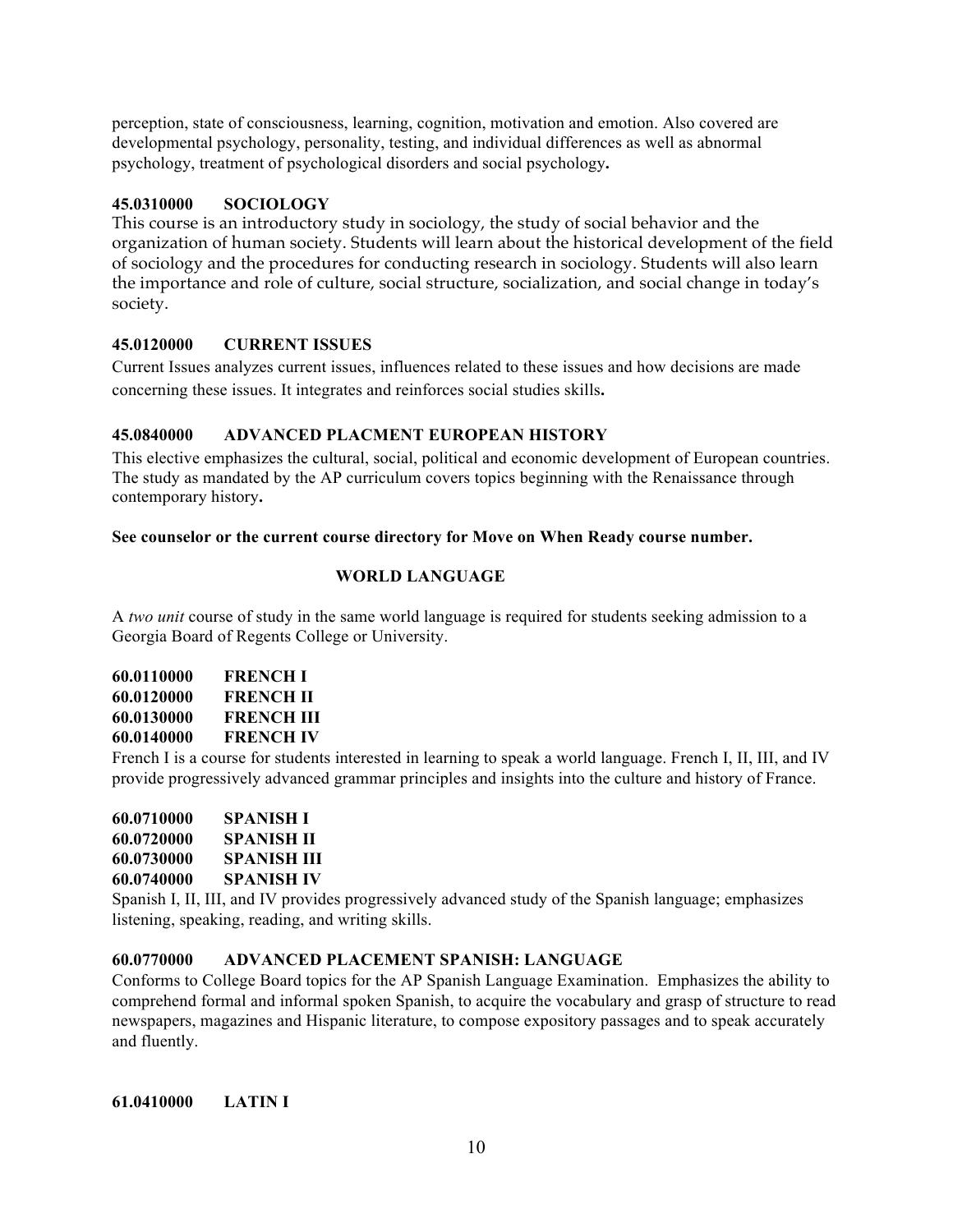perception, state of consciousness, learning, cognition, motivation and emotion. Also covered are developmental psychology, personality, testing, and individual differences as well as abnormal psychology, treatment of psychological disorders and social psychology**.**

**45.0310000 SOCIOLOGY**

This course is an introductory study in sociology, the study of social behavior and the organization of human society. Students will learn about the historical development of the field of sociology and the procedures for conducting research in sociology. Students will also learn the importance and role of culture, social structure, socialization, and social change in today's society.

**45.0120000 CURRENT ISSUES**

Current Issues analyzes current issues, influences related to these issues and how decisions are made concerning these issues. It integrates and reinforces social studies skills**.**

**45.0840000 ADVANCED PLACMENT EUROPEAN HISTORY**

This elective emphasizes the cultural, social, political and economic development of European countries. The study as mandated by the AP curriculum covers topics beginning with the Renaissance through contemporary history**.**

**See counselor or the current course directory for Move on When Ready course number.**

## WORLD LANGUAGE

A *two unit* course of study in the same world language is required for students seeking admission to a Georgia Board of Regents College or University.

**60.0110000 FRENCH I**
**60.0120000 FRENCH II**
**60.0130000 FRENCH III**
**60.0140000 FRENCH IV**

French I is a course for students interested in learning to speak a world language. French I, II, III, and IV provide progressively advanced grammar principles and insights into the culture and history of France.

**60.0710000 SPANISH I**
**60.0720000 SPANISH II**
**60.0730000 SPANISH III**
**60.0740000 SPANISH IV**

Spanish I, II, III, and IV provides progressively advanced study of the Spanish language; emphasizes listening, speaking, reading, and writing skills.

**60.0770000 ADVANCED PLACEMENT SPANISH: LANGUAGE**

Conforms to College Board topics for the AP Spanish Language Examination. Emphasizes the ability to comprehend formal and informal spoken Spanish, to acquire the vocabulary and grasp of structure to read newspapers, magazines and Hispanic literature, to compose expository passages and to speak accurately and fluently.

**61.0410000 LATIN I**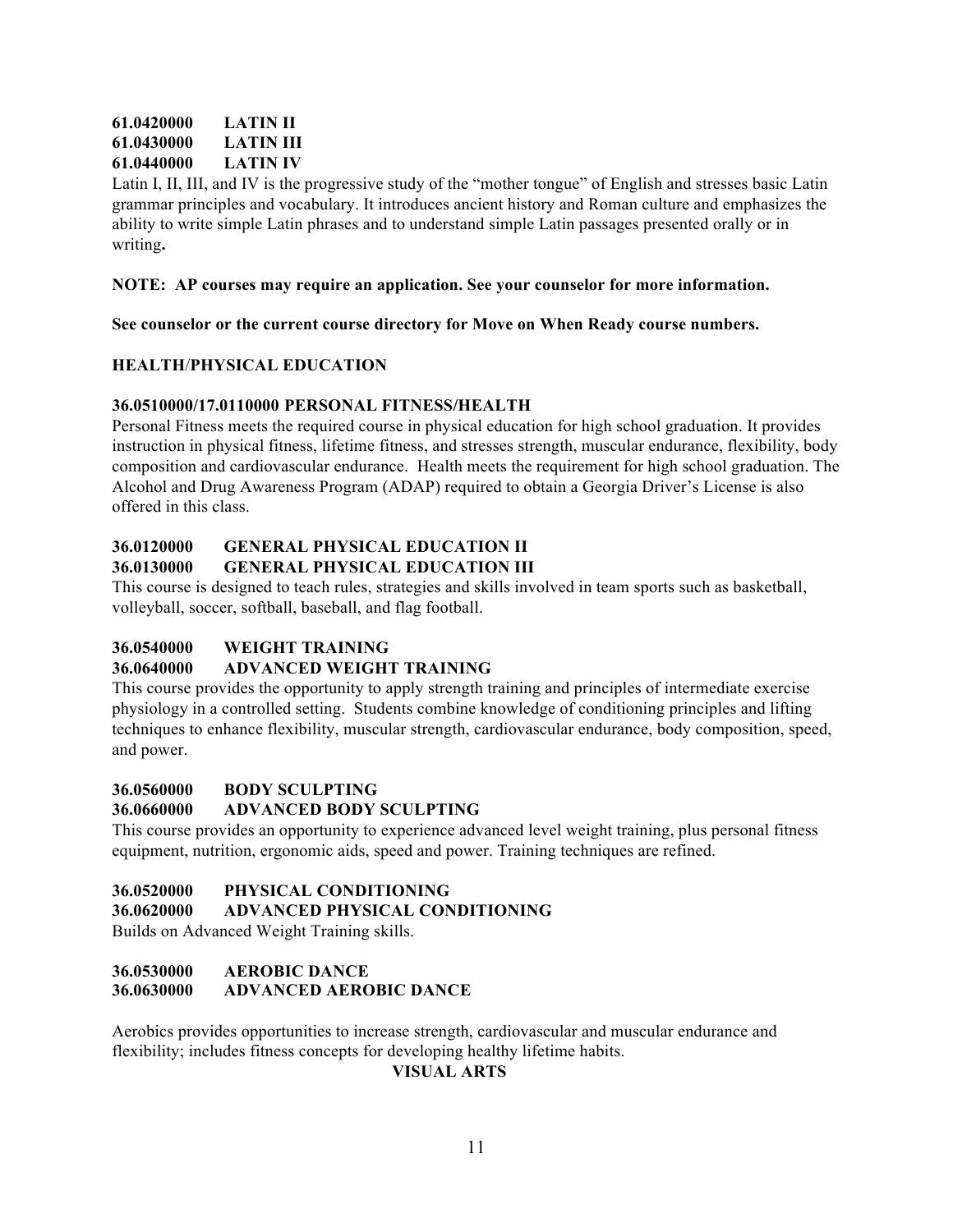**61.0420000 LATIN II**
**61.0430000 LATIN III**
**61.0440000 LATIN IV**

Latin I, II, III, and IV is the progressive study of the "mother tongue" of English and stresses basic Latin grammar principles and vocabulary. It introduces ancient history and Roman culture and emphasizes the ability to write simple Latin phrases and to understand simple Latin passages presented orally or in writing**.**

**NOTE: AP courses may require an application. See your counselor for more information.**

**See counselor or the current course directory for Move on When Ready course numbers.**

## HEALTH/PHYSICAL EDUCATION

**36.0510000/17.0110000 PERSONAL FITNESS/HEALTH**

Personal Fitness meets the required course in physical education for high school graduation. It provides instruction in physical fitness, lifetime fitness, and stresses strength, muscular endurance, flexibility, body composition and cardiovascular endurance. Health meets the requirement for high school graduation. The Alcohol and Drug Awareness Program (ADAP) required to obtain a Georgia Driver's License is also offered in this class.

**36.0120000 GENERAL PHYSICAL EDUCATION II**
**36.0130000 GENERAL PHYSICAL EDUCATION III**

This course is designed to teach rules, strategies and skills involved in team sports such as basketball, volleyball, soccer, softball, baseball, and flag football.

**36.0540000 WEIGHT TRAINING**
**36.0640000 ADVANCED WEIGHT TRAINING**

This course provides the opportunity to apply strength training and principles of intermediate exercise physiology in a controlled setting. Students combine knowledge of conditioning principles and lifting techniques to enhance flexibility, muscular strength, cardiovascular endurance, body composition, speed, and power.

**36.0560000 BODY SCULPTING**
**36.0660000 ADVANCED BODY SCULPTING**

This course provides an opportunity to experience advanced level weight training, plus personal fitness equipment, nutrition, ergonomic aids, speed and power. Training techniques are refined.

**36.0520000 PHYSICAL CONDITIONING**
**36.0620000 ADVANCED PHYSICAL CONDITIONING**

Builds on Advanced Weight Training skills.

**36.0530000 AEROBIC DANCE**
**36.0630000 ADVANCED AEROBIC DANCE**

Aerobics provides opportunities to increase strength, cardiovascular and muscular endurance and flexibility; includes fitness concepts for developing healthy lifetime habits.

## VISUAL ARTS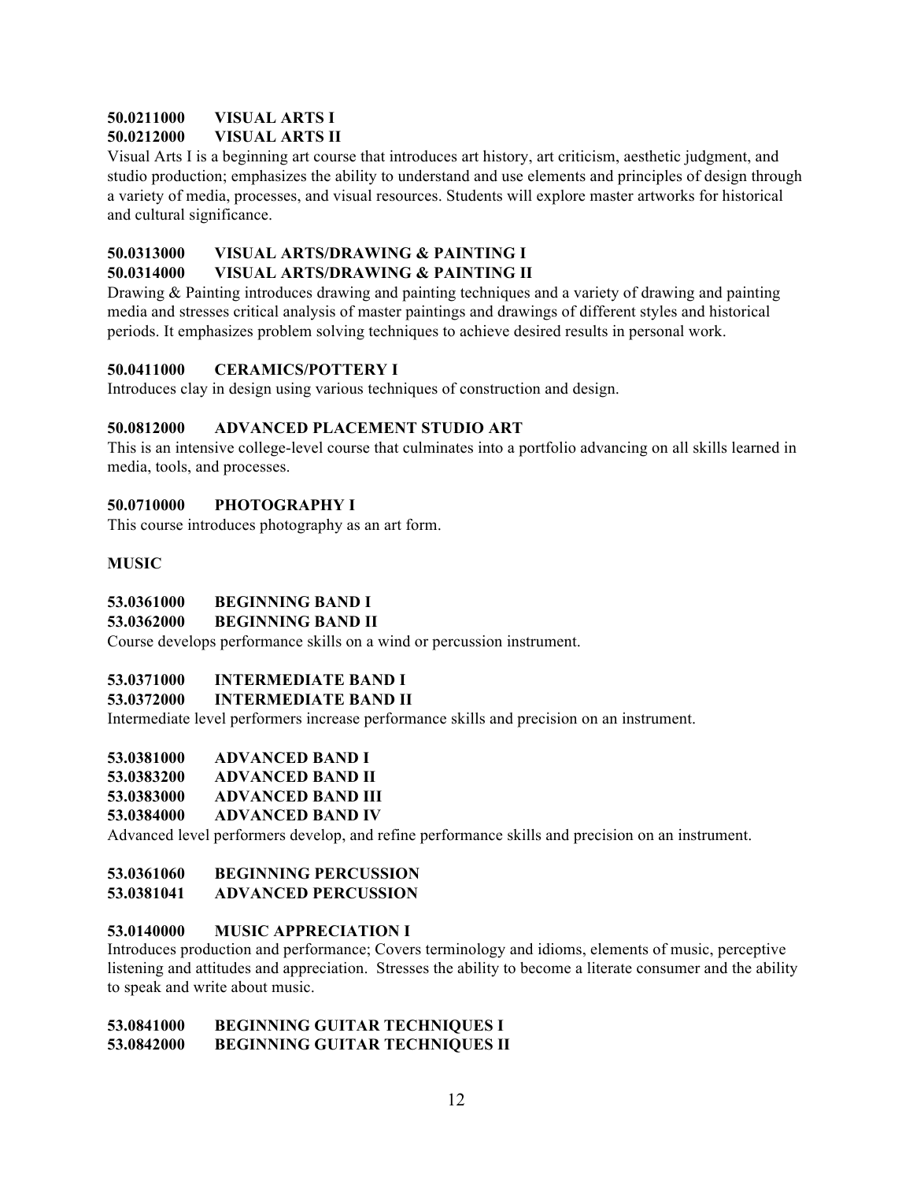**50.0211000 VISUAL ARTS I**
**50.0212000 VISUAL ARTS II**

Visual Arts I is a beginning art course that introduces art history, art criticism, aesthetic judgment, and studio production; emphasizes the ability to understand and use elements and principles of design through a variety of media, processes, and visual resources. Students will explore master artworks for historical and cultural significance.

**50.0313000 VISUAL ARTS/DRAWING & PAINTING I**
**50.0314000 VISUAL ARTS/DRAWING & PAINTING II**

Drawing & Painting introduces drawing and painting techniques and a variety of drawing and painting media and stresses critical analysis of master paintings and drawings of different styles and historical periods. It emphasizes problem solving techniques to achieve desired results in personal work.

**50.0411000 CERAMICS/POTTERY I**

Introduces clay in design using various techniques of construction and design.

**50.0812000 ADVANCED PLACEMENT STUDIO ART**

This is an intensive college-level course that culminates into a portfolio advancing on all skills learned in media, tools, and processes.

**50.0710000 PHOTOGRAPHY I**

This course introduces photography as an art form.

**MUSIC**

**53.0361000 BEGINNING BAND I**
**53.0362000 BEGINNING BAND II**

Course develops performance skills on a wind or percussion instrument.

**53.0371000 INTERMEDIATE BAND I**
**53.0372000 INTERMEDIATE BAND II**

Intermediate level performers increase performance skills and precision on an instrument.

**53.0381000 ADVANCED BAND I**
**53.0383200 ADVANCED BAND II**
**53.0383000 ADVANCED BAND III**
**53.0384000 ADVANCED BAND IV**

Advanced level performers develop, and refine performance skills and precision on an instrument.

**53.0361060 BEGINNING PERCUSSION**
**53.0381041 ADVANCED PERCUSSION**

**53.0140000 MUSIC APPRECIATION I**

Introduces production and performance; Covers terminology and idioms, elements of music, perceptive listening and attitudes and appreciation. Stresses the ability to become a literate consumer and the ability to speak and write about music.

**53.0841000 BEGINNING GUITAR TECHNIQUES I**
**53.0842000 BEGINNING GUITAR TECHNIQUES II**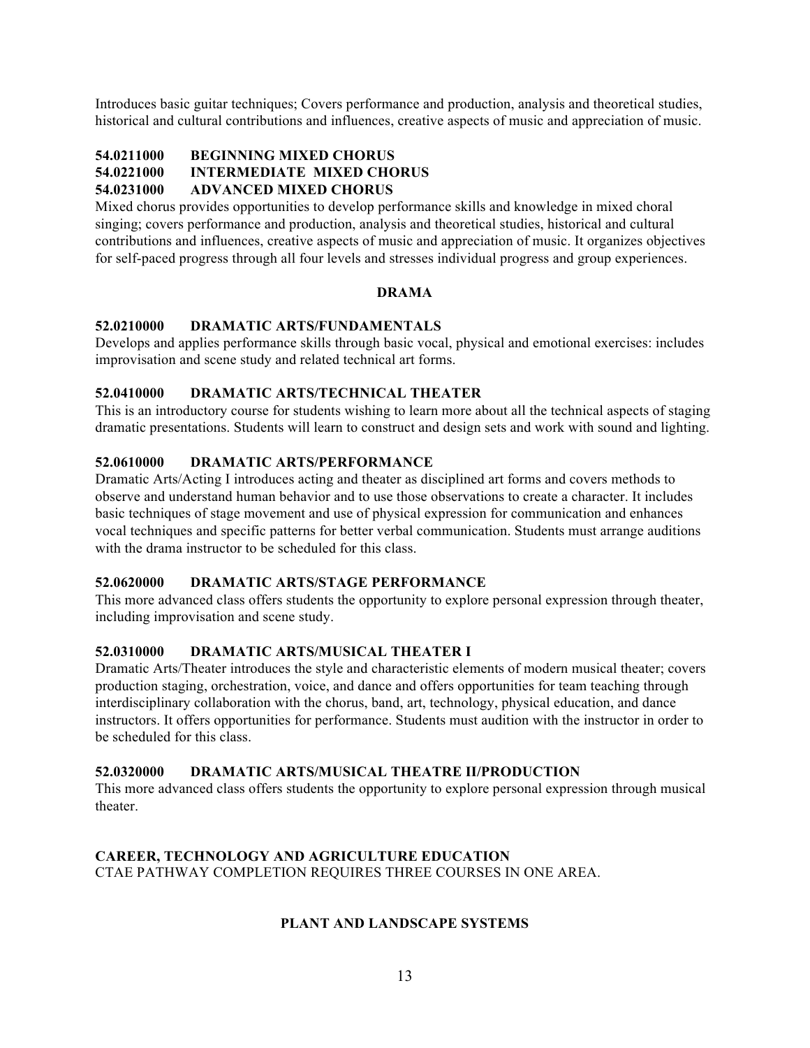Introduces basic guitar techniques; Covers performance and production, analysis and theoretical studies, historical and cultural contributions and influences, creative aspects of music and appreciation of music.

**54.0211000 BEGINNING MIXED CHORUS**
**54.0221000 INTERMEDIATE MIXED CHORUS**
**54.0231000 ADVANCED MIXED CHORUS**

Mixed chorus provides opportunities to develop performance skills and knowledge in mixed choral singing; covers performance and production, analysis and theoretical studies, historical and cultural contributions and influences, creative aspects of music and appreciation of music. It organizes objectives for self-paced progress through all four levels and stresses individual progress and group experiences.

## DRAMA

**52.0210000 DRAMATIC ARTS/FUNDAMENTALS**

Develops and applies performance skills through basic vocal, physical and emotional exercises: includes improvisation and scene study and related technical art forms.

**52.0410000 DRAMATIC ARTS/TECHNICAL THEATER**

This is an introductory course for students wishing to learn more about all the technical aspects of staging dramatic presentations. Students will learn to construct and design sets and work with sound and lighting.

**52.0610000 DRAMATIC ARTS/PERFORMANCE**

Dramatic Arts/Acting I introduces acting and theater as disciplined art forms and covers methods to observe and understand human behavior and to use those observations to create a character. It includes basic techniques of stage movement and use of physical expression for communication and enhances vocal techniques and specific patterns for better verbal communication. Students must arrange auditions with the drama instructor to be scheduled for this class.

**52.0620000 DRAMATIC ARTS/STAGE PERFORMANCE**

This more advanced class offers students the opportunity to explore personal expression through theater, including improvisation and scene study.

**52.0310000 DRAMATIC ARTS/MUSICAL THEATER I**

Dramatic Arts/Theater introduces the style and characteristic elements of modern musical theater; covers production staging, orchestration, voice, and dance and offers opportunities for team teaching through interdisciplinary collaboration with the chorus, band, art, technology, physical education, and dance instructors. It offers opportunities for performance. Students must audition with the instructor in order to be scheduled for this class.

**52.0320000 DRAMATIC ARTS/MUSICAL THEATRE II/PRODUCTION**

This more advanced class offers students the opportunity to explore personal expression through musical theater.

## CAREER, TECHNOLOGY AND AGRICULTURE EDUCATION

CTAE PATHWAY COMPLETION REQUIRES THREE COURSES IN ONE AREA.

### PLANT AND LANDSCAPE SYSTEMS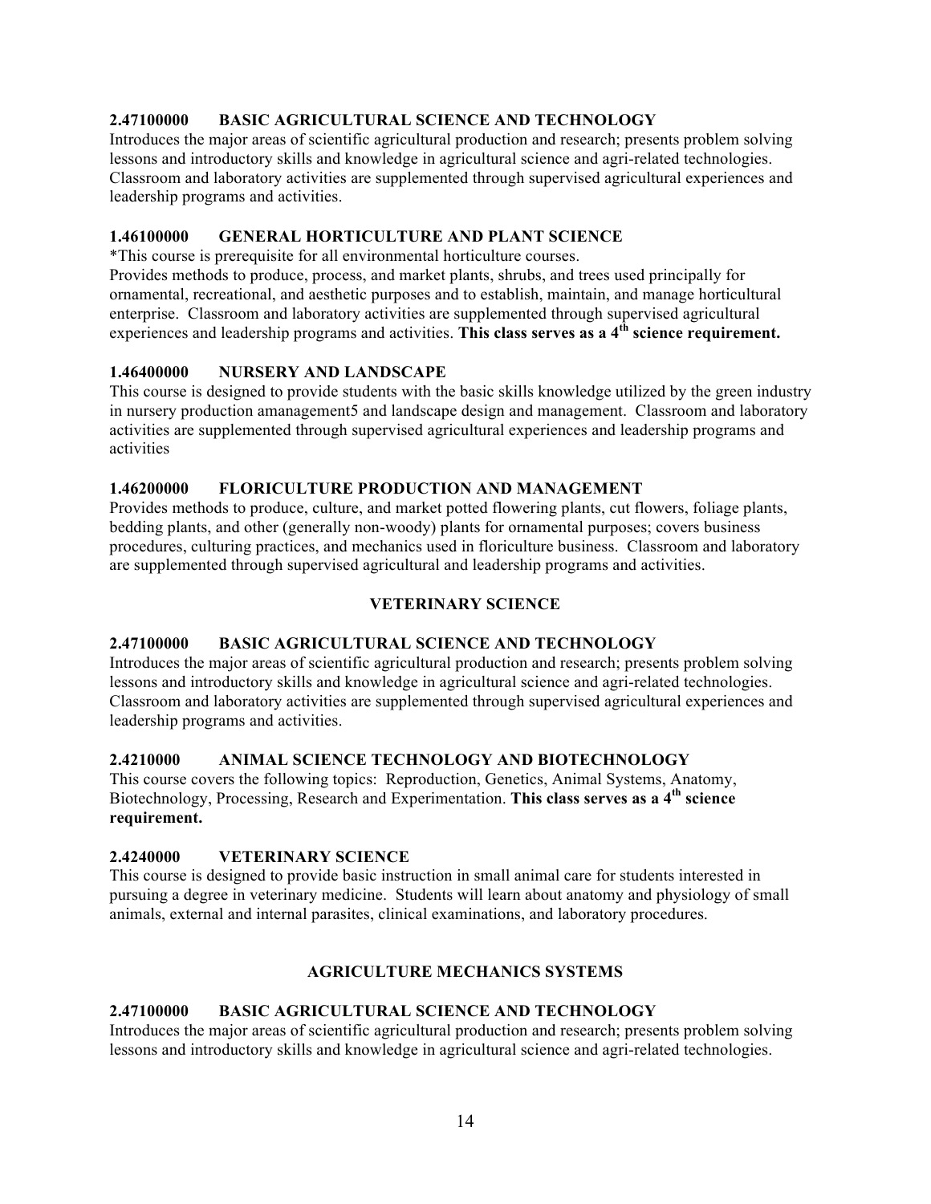**2.47100000 BASIC AGRICULTURAL SCIENCE AND TECHNOLOGY**
Introduces the major areas of scientific agricultural production and research; presents problem solving lessons and introductory skills and knowledge in agricultural science and agri-related technologies. Classroom and laboratory activities are supplemented through supervised agricultural experiences and leadership programs and activities.

**1.46100000 GENERAL HORTICULTURE AND PLANT SCIENCE**
*This course is prerequisite for all environmental horticulture courses.
Provides methods to produce, process, and market plants, shrubs, and trees used principally for ornamental, recreational, and aesthetic purposes and to establish, maintain, and manage horticultural enterprise. Classroom and laboratory activities are supplemented through supervised agricultural experiences and leadership programs and activities. **This class serves as a 4th science requirement.**

**1.46400000 NURSERY AND LANDSCAPE**
This course is designed to provide students with the basic skills knowledge utilized by the green industry in nursery production amanagement5 and landscape design and management. Classroom and laboratory activities are supplemented through supervised agricultural experiences and leadership programs and activities

**1.46200000 FLORICULTURE PRODUCTION AND MANAGEMENT**
Provides methods to produce, culture, and market potted flowering plants, cut flowers, foliage plants, bedding plants, and other (generally non-woody) plants for ornamental purposes; covers business procedures, culturing practices, and mechanics used in floriculture business. Classroom and laboratory are supplemented through supervised agricultural and leadership programs and activities.

## VETERINARY SCIENCE

**2.47100000 BASIC AGRICULTURAL SCIENCE AND TECHNOLOGY**
Introduces the major areas of scientific agricultural production and research; presents problem solving lessons and introductory skills and knowledge in agricultural science and agri-related technologies. Classroom and laboratory activities are supplemented through supervised agricultural experiences and leadership programs and activities.

**2.4210000 ANIMAL SCIENCE TECHNOLOGY AND BIOTECHNOLOGY**
This course covers the following topics: Reproduction, Genetics, Animal Systems, Anatomy, Biotechnology, Processing, Research and Experimentation. **This class serves as a 4th science requirement.**

**2.4240000 VETERINARY SCIENCE**
This course is designed to provide basic instruction in small animal care for students interested in pursuing a degree in veterinary medicine. Students will learn about anatomy and physiology of small animals, external and internal parasites, clinical examinations, and laboratory procedures.

## AGRICULTURE MECHANICS SYSTEMS

**2.47100000 BASIC AGRICULTURAL SCIENCE AND TECHNOLOGY**
Introduces the major areas of scientific agricultural production and research; presents problem solving lessons and introductory skills and knowledge in agricultural science and agri-related technologies.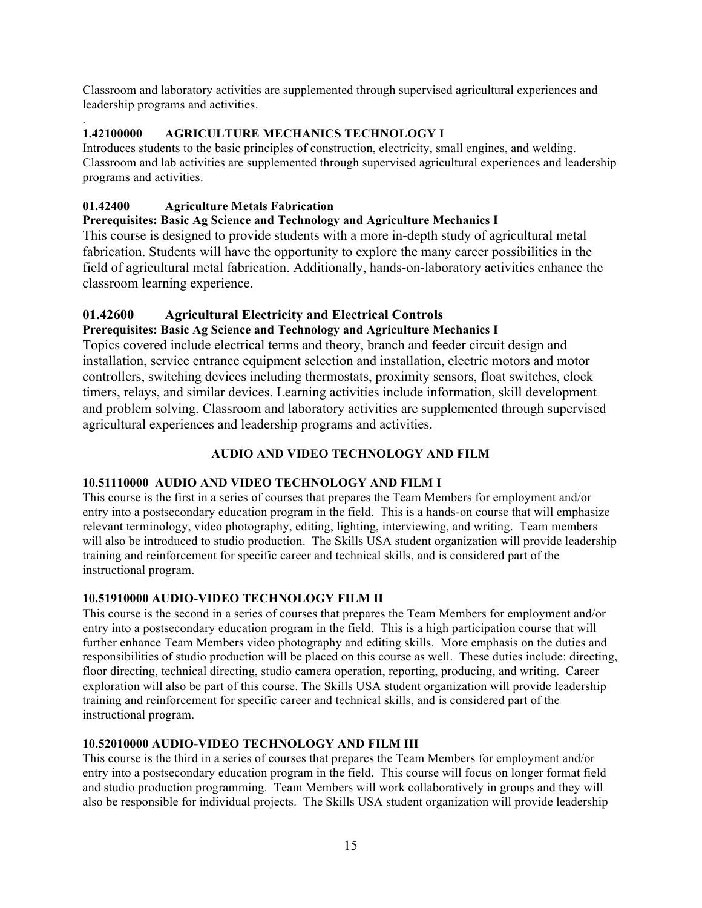Classroom and laboratory activities are supplemented through supervised agricultural experiences and leadership programs and activities.

.

**1.42100000 AGRICULTURE MECHANICS TECHNOLOGY I**

Introduces students to the basic principles of construction, electricity, small engines, and welding. Classroom and lab activities are supplemented through supervised agricultural experiences and leadership programs and activities.

**01.42400 Agriculture Metals Fabrication**

**Prerequisites: Basic Ag Science and Technology and Agriculture Mechanics I**

This course is designed to provide students with a more in-depth study of agricultural metal fabrication. Students will have the opportunity to explore the many career possibilities in the field of agricultural metal fabrication. Additionally, hands-on-laboratory activities enhance the classroom learning experience.

**01.42600 Agricultural Electricity and Electrical Controls**

**Prerequisites: Basic Ag Science and Technology and Agriculture Mechanics I**

Topics covered include electrical terms and theory, branch and feeder circuit design and installation, service entrance equipment selection and installation, electric motors and motor controllers, switching devices including thermostats, proximity sensors, float switches, clock timers, relays, and similar devices. Learning activities include information, skill development and problem solving. Classroom and laboratory activities are supplemented through supervised agricultural experiences and leadership programs and activities.

## AUDIO AND VIDEO TECHNOLOGY AND FILM

**10.51110000 AUDIO AND VIDEO TECHNOLOGY AND FILM I**

This course is the first in a series of courses that prepares the Team Members for employment and/or entry into a postsecondary education program in the field. This is a hands-on course that will emphasize relevant terminology, video photography, editing, lighting, interviewing, and writing. Team members will also be introduced to studio production. The Skills USA student organization will provide leadership training and reinforcement for specific career and technical skills, and is considered part of the instructional program.

**10.51910000 AUDIO-VIDEO TECHNOLOGY FILM II**

This course is the second in a series of courses that prepares the Team Members for employment and/or entry into a postsecondary education program in the field. This is a high participation course that will further enhance Team Members video photography and editing skills. More emphasis on the duties and responsibilities of studio production will be placed on this course as well. These duties include: directing, floor directing, technical directing, studio camera operation, reporting, producing, and writing. Career exploration will also be part of this course. The Skills USA student organization will provide leadership training and reinforcement for specific career and technical skills, and is considered part of the instructional program.

**10.52010000 AUDIO-VIDEO TECHNOLOGY AND FILM III**

This course is the third in a series of courses that prepares the Team Members for employment and/or entry into a postsecondary education program in the field. This course will focus on longer format field and studio production programming. Team Members will work collaboratively in groups and they will also be responsible for individual projects. The Skills USA student organization will provide leadership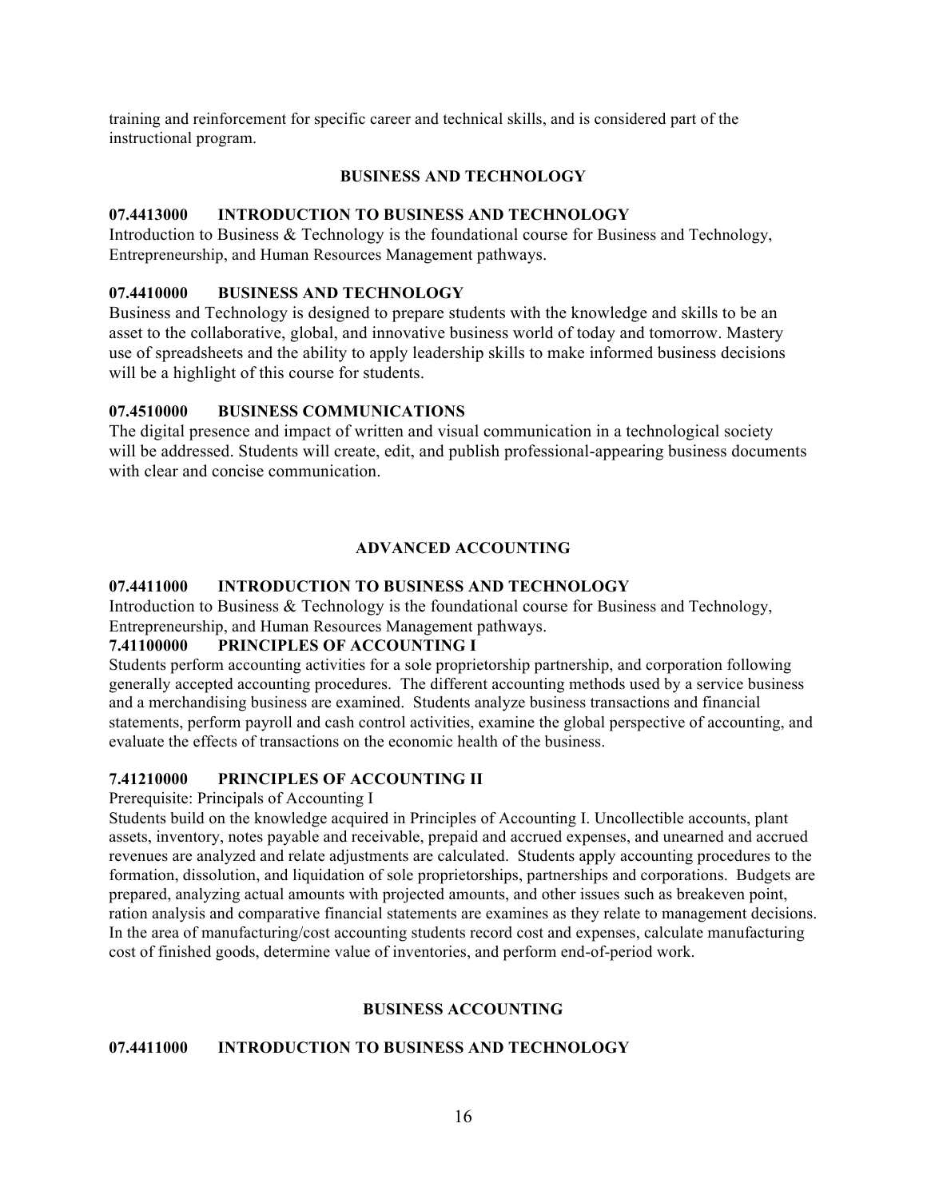training and reinforcement for specific career and technical skills, and is considered part of the instructional program.

## BUSINESS AND TECHNOLOGY

**07.4413000 INTRODUCTION TO BUSINESS AND TECHNOLOGY**
Introduction to Business & Technology is the foundational course for Business and Technology, Entrepreneurship, and Human Resources Management pathways.

**07.4410000 BUSINESS AND TECHNOLOGY**
Business and Technology is designed to prepare students with the knowledge and skills to be an asset to the collaborative, global, and innovative business world of today and tomorrow. Mastery use of spreadsheets and the ability to apply leadership skills to make informed business decisions will be a highlight of this course for students.

**07.4510000 BUSINESS COMMUNICATIONS**
The digital presence and impact of written and visual communication in a technological society will be addressed. Students will create, edit, and publish professional-appearing business documents with clear and concise communication.

## ADVANCED ACCOUNTING

**07.4411000 INTRODUCTION TO BUSINESS AND TECHNOLOGY**
Introduction to Business & Technology is the foundational course for Business and Technology, Entrepreneurship, and Human Resources Management pathways.

**7.41100000 PRINCIPLES OF ACCOUNTING I**
Students perform accounting activities for a sole proprietorship partnership, and corporation following generally accepted accounting procedures. The different accounting methods used by a service business and a merchandising business are examined. Students analyze business transactions and financial statements, perform payroll and cash control activities, examine the global perspective of accounting, and evaluate the effects of transactions on the economic health of the business.

**7.41210000 PRINCIPLES OF ACCOUNTING II**
Prerequisite: Principals of Accounting I
Students build on the knowledge acquired in Principles of Accounting I. Uncollectible accounts, plant assets, inventory, notes payable and receivable, prepaid and accrued expenses, and unearned and accrued revenues are analyzed and relate adjustments are calculated. Students apply accounting procedures to the formation, dissolution, and liquidation of sole proprietorships, partnerships and corporations. Budgets are prepared, analyzing actual amounts with projected amounts, and other issues such as breakeven point, ration analysis and comparative financial statements are examines as they relate to management decisions. In the area of manufacturing/cost accounting students record cost and expenses, calculate manufacturing cost of finished goods, determine value of inventories, and perform end-of-period work.

## BUSINESS ACCOUNTING

**07.4411000 INTRODUCTION TO BUSINESS AND TECHNOLOGY**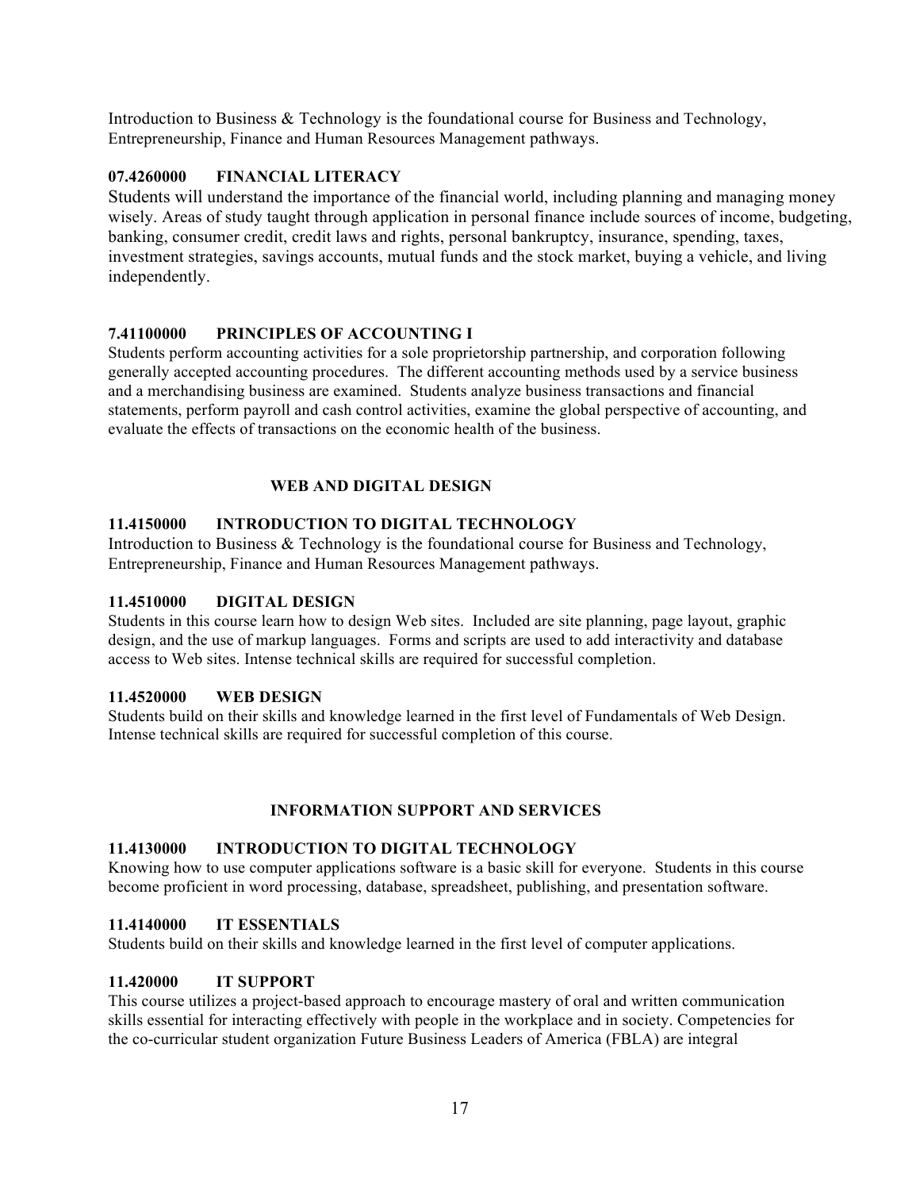Introduction to Business & Technology is the foundational course for Business and Technology, Entrepreneurship, Finance and Human Resources Management pathways.

**07.4260000 FINANCIAL LITERACY**

Students will understand the importance of the financial world, including planning and managing money wisely. Areas of study taught through application in personal finance include sources of income, budgeting, banking, consumer credit, credit laws and rights, personal bankruptcy, insurance, spending, taxes, investment strategies, savings accounts, mutual funds and the stock market, buying a vehicle, and living independently.

**7.41100000 PRINCIPLES OF ACCOUNTING I**

Students perform accounting activities for a sole proprietorship partnership, and corporation following generally accepted accounting procedures. The different accounting methods used by a service business and a merchandising business are examined. Students analyze business transactions and financial statements, perform payroll and cash control activities, examine the global perspective of accounting, and evaluate the effects of transactions on the economic health of the business.

## WEB AND DIGITAL DESIGN

**11.4150000 INTRODUCTION TO DIGITAL TECHNOLOGY**

Introduction to Business & Technology is the foundational course for Business and Technology, Entrepreneurship, Finance and Human Resources Management pathways.

**11.4510000 DIGITAL DESIGN**

Students in this course learn how to design Web sites. Included are site planning, page layout, graphic design, and the use of markup languages. Forms and scripts are used to add interactivity and database access to Web sites. Intense technical skills are required for successful completion.

**11.4520000 WEB DESIGN**

Students build on their skills and knowledge learned in the first level of Fundamentals of Web Design. Intense technical skills are required for successful completion of this course.

## INFORMATION SUPPORT AND SERVICES

**11.4130000 INTRODUCTION TO DIGITAL TECHNOLOGY**

Knowing how to use computer applications software is a basic skill for everyone. Students in this course become proficient in word processing, database, spreadsheet, publishing, and presentation software.

**11.4140000 IT ESSENTIALS**

Students build on their skills and knowledge learned in the first level of computer applications.

**11.420000 IT SUPPORT**

This course utilizes a project-based approach to encourage mastery of oral and written communication skills essential for interacting effectively with people in the workplace and in society. Competencies for the co-curricular student organization Future Business Leaders of America (FBLA) are integral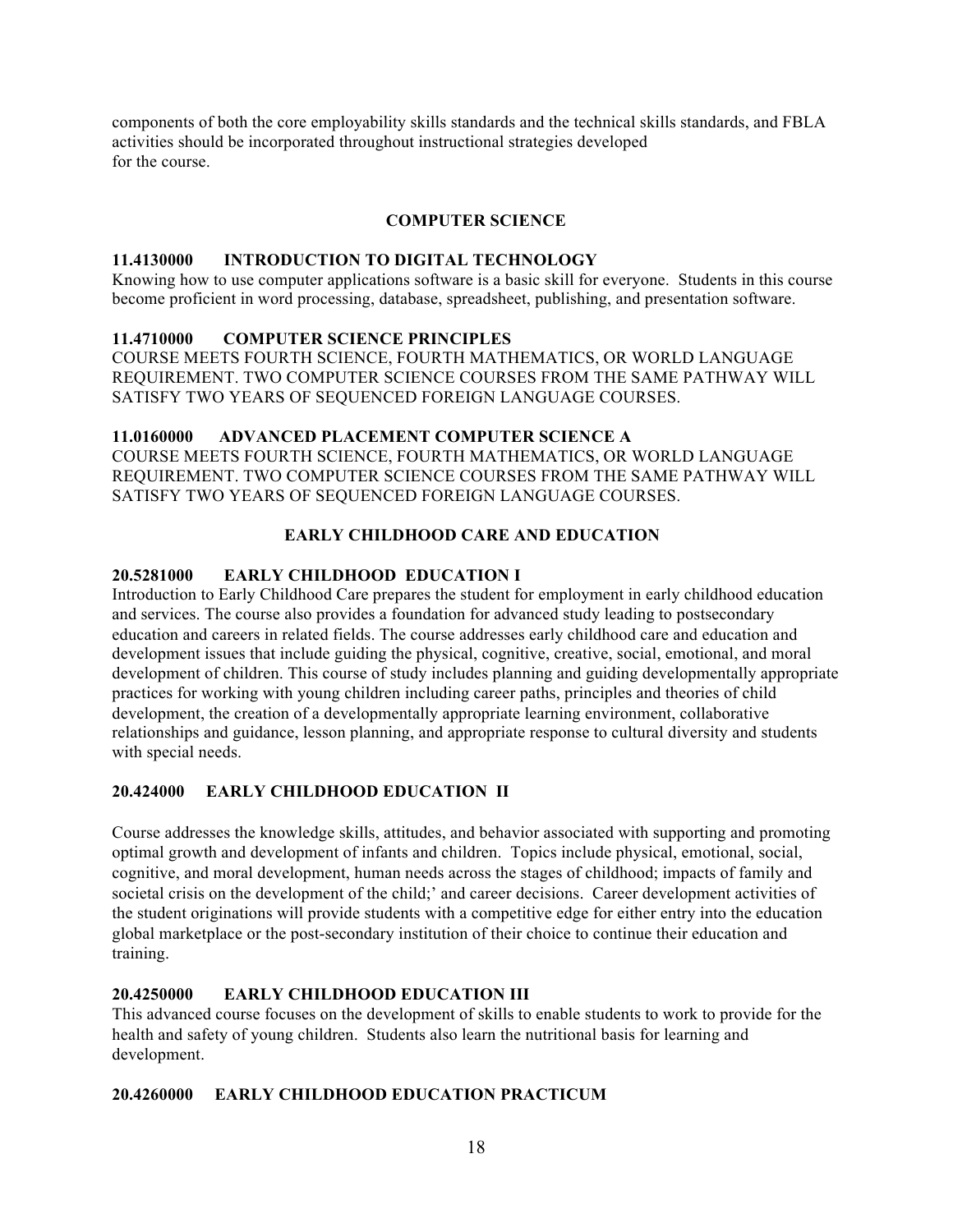components of both the core employability skills standards and the technical skills standards, and FBLA activities should be incorporated throughout instructional strategies developed for the course.

## COMPUTER SCIENCE

### 11.4130000 INTRODUCTION TO DIGITAL TECHNOLOGY

Knowing how to use computer applications software is a basic skill for everyone. Students in this course become proficient in word processing, database, spreadsheet, publishing, and presentation software.

### 11.4710000 COMPUTER SCIENCE PRINCIPLES

COURSE MEETS FOURTH SCIENCE, FOURTH MATHEMATICS, OR WORLD LANGUAGE REQUIREMENT. TWO COMPUTER SCIENCE COURSES FROM THE SAME PATHWAY WILL SATISFY TWO YEARS OF SEQUENCED FOREIGN LANGUAGE COURSES.

### 11.0160000 ADVANCED PLACEMENT COMPUTER SCIENCE A

COURSE MEETS FOURTH SCIENCE, FOURTH MATHEMATICS, OR WORLD LANGUAGE REQUIREMENT. TWO COMPUTER SCIENCE COURSES FROM THE SAME PATHWAY WILL SATISFY TWO YEARS OF SEQUENCED FOREIGN LANGUAGE COURSES.

## EARLY CHILDHOOD CARE AND EDUCATION

### 20.5281000 EARLY CHILDHOOD EDUCATION I

Introduction to Early Childhood Care prepares the student for employment in early childhood education and services. The course also provides a foundation for advanced study leading to postsecondary education and careers in related fields. The course addresses early childhood care and education and development issues that include guiding the physical, cognitive, creative, social, emotional, and moral development of children. This course of study includes planning and guiding developmentally appropriate practices for working with young children including career paths, principles and theories of child development, the creation of a developmentally appropriate learning environment, collaborative relationships and guidance, lesson planning, and appropriate response to cultural diversity and students with special needs.

### 20.424000 EARLY CHILDHOOD EDUCATION II

Course addresses the knowledge skills, attitudes, and behavior associated with supporting and promoting optimal growth and development of infants and children. Topics include physical, emotional, social, cognitive, and moral development, human needs across the stages of childhood; impacts of family and societal crisis on the development of the child;' and career decisions. Career development activities of the student originations will provide students with a competitive edge for either entry into the education global marketplace or the post-secondary institution of their choice to continue their education and training.

### 20.4250000 EARLY CHILDHOOD EDUCATION III

This advanced course focuses on the development of skills to enable students to work to provide for the health and safety of young children. Students also learn the nutritional basis for learning and development.

### 20.4260000 EARLY CHILDHOOD EDUCATION PRACTICUM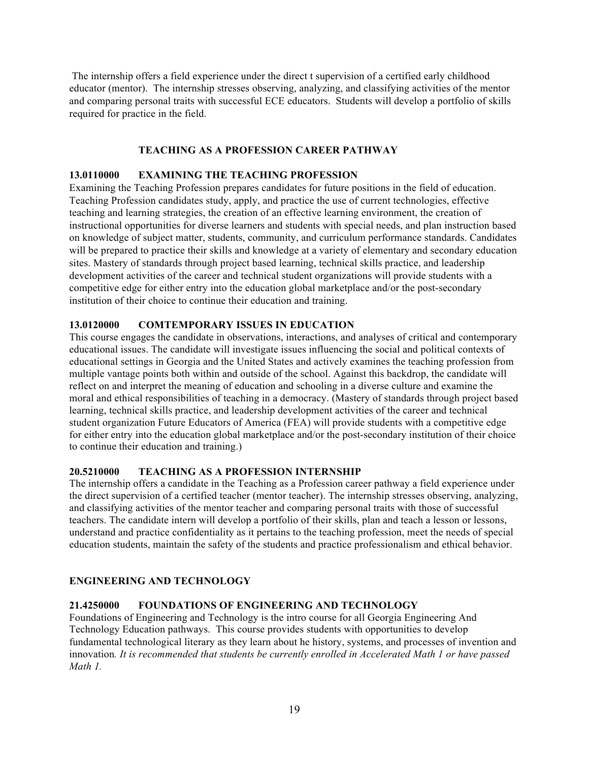The internship offers a field experience under the direct t supervision of a certified early childhood educator (mentor). The internship stresses observing, analyzing, and classifying activities of the mentor and comparing personal traits with successful ECE educators. Students will develop a portfolio of skills required for practice in the field.

## TEACHING AS A PROFESSION CAREER PATHWAY

### 13.0110000 EXAMINING THE TEACHING PROFESSION

Examining the Teaching Profession prepares candidates for future positions in the field of education. Teaching Profession candidates study, apply, and practice the use of current technologies, effective teaching and learning strategies, the creation of an effective learning environment, the creation of instructional opportunities for diverse learners and students with special needs, and plan instruction based on knowledge of subject matter, students, community, and curriculum performance standards. Candidates will be prepared to practice their skills and knowledge at a variety of elementary and secondary education sites. Mastery of standards through project based learning, technical skills practice, and leadership development activities of the career and technical student organizations will provide students with a competitive edge for either entry into the education global marketplace and/or the post-secondary institution of their choice to continue their education and training.

### 13.0120000 COMTEMPORARY ISSUES IN EDUCATION

This course engages the candidate in observations, interactions, and analyses of critical and contemporary educational issues. The candidate will investigate issues influencing the social and political contexts of educational settings in Georgia and the United States and actively examines the teaching profession from multiple vantage points both within and outside of the school. Against this backdrop, the candidate will reflect on and interpret the meaning of education and schooling in a diverse culture and examine the moral and ethical responsibilities of teaching in a democracy. (Mastery of standards through project based learning, technical skills practice, and leadership development activities of the career and technical student organization Future Educators of America (FEA) will provide students with a competitive edge for either entry into the education global marketplace and/or the post-secondary institution of their choice to continue their education and training.)

### 20.5210000 TEACHING AS A PROFESSION INTERNSHIP

The internship offers a candidate in the Teaching as a Profession career pathway a field experience under the direct supervision of a certified teacher (mentor teacher). The internship stresses observing, analyzing, and classifying activities of the mentor teacher and comparing personal traits with those of successful teachers. The candidate intern will develop a portfolio of their skills, plan and teach a lesson or lessons, understand and practice confidentiality as it pertains to the teaching profession, meet the needs of special education students, maintain the safety of the students and practice professionalism and ethical behavior.

## ENGINEERING AND TECHNOLOGY

### 21.4250000 FOUNDATIONS OF ENGINEERING AND TECHNOLOGY

Foundations of Engineering and Technology is the intro course for all Georgia Engineering And Technology Education pathways. This course provides students with opportunities to develop fundamental technological literary as they learn about he history, systems, and processes of invention and innovation*. It is recommended that students be currently enrolled in Accelerated Math 1 or have passed Math 1.*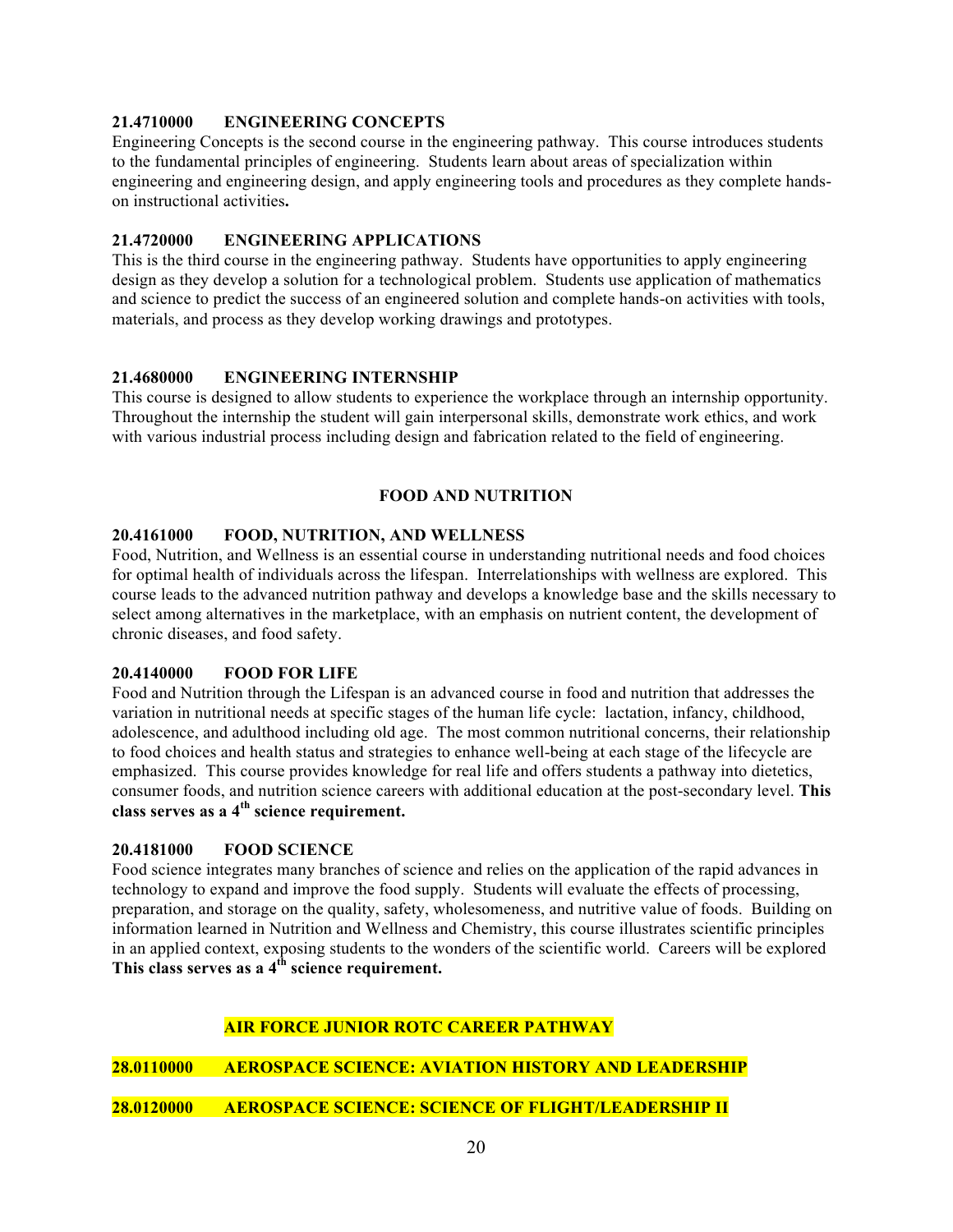### 21.4710000 ENGINEERING CONCEPTS

Engineering Concepts is the second course in the engineering pathway. This course introduces students to the fundamental principles of engineering. Students learn about areas of specialization within engineering and engineering design, and apply engineering tools and procedures as they complete hands-on instructional activities**.**

### 21.4720000 ENGINEERING APPLICATIONS

This is the third course in the engineering pathway. Students have opportunities to apply engineering design as they develop a solution for a technological problem. Students use application of mathematics and science to predict the success of an engineered solution and complete hands-on activities with tools, materials, and process as they develop working drawings and prototypes.

### 21.4680000 ENGINEERING INTERNSHIP

This course is designed to allow students to experience the workplace through an internship opportunity. Throughout the internship the student will gain interpersonal skills, demonstrate work ethics, and work with various industrial process including design and fabrication related to the field of engineering.

## FOOD AND NUTRITION

### 20.4161000 FOOD, NUTRITION, AND WELLNESS

Food, Nutrition, and Wellness is an essential course in understanding nutritional needs and food choices for optimal health of individuals across the lifespan. Interrelationships with wellness are explored. This course leads to the advanced nutrition pathway and develops a knowledge base and the skills necessary to select among alternatives in the marketplace, with an emphasis on nutrient content, the development of chronic diseases, and food safety.

### 20.4140000 FOOD FOR LIFE

Food and Nutrition through the Lifespan is an advanced course in food and nutrition that addresses the variation in nutritional needs at specific stages of the human life cycle: lactation, infancy, childhood, adolescence, and adulthood including old age. The most common nutritional concerns, their relationship to food choices and health status and strategies to enhance well-being at each stage of the lifecycle are emphasized. This course provides knowledge for real life and offers students a pathway into dietetics, consumer foods, and nutrition science careers with additional education at the post-secondary level. **This class serves as a 4th science requirement.**

### 20.4181000 FOOD SCIENCE

Food science integrates many branches of science and relies on the application of the rapid advances in technology to expand and improve the food supply. Students will evaluate the effects of processing, preparation, and storage on the quality, safety, wholesomeness, and nutritive value of foods. Building on information learned in Nutrition and Wellness and Chemistry, this course illustrates scientific principles in an applied context, exposing students to the wonders of the scientific world. Careers will be explored **This class serves as a 4th science requirement.**

## AIR FORCE JUNIOR ROTC CAREER PATHWAY

### 28.0110000 AEROSPACE SCIENCE: AVIATION HISTORY AND LEADERSHIP

### 28.0120000 AEROSPACE SCIENCE: SCIENCE OF FLIGHT/LEADERSHIP II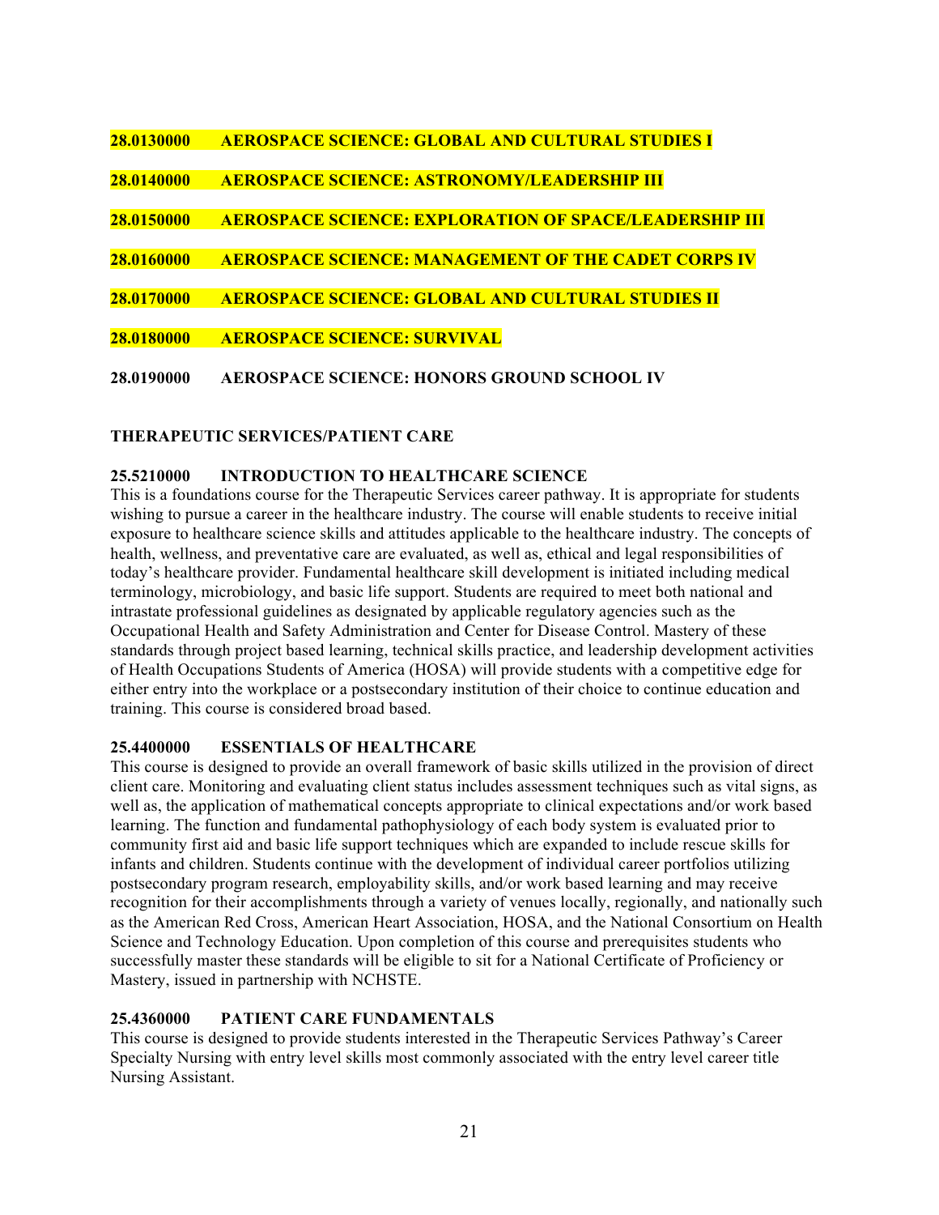**28.0130000 AEROSPACE SCIENCE: GLOBAL AND CULTURAL STUDIES I**

**28.0140000 AEROSPACE SCIENCE: ASTRONOMY/LEADERSHIP III**

**28.0150000 AEROSPACE SCIENCE: EXPLORATION OF SPACE/LEADERSHIP III**

**28.0160000 AEROSPACE SCIENCE: MANAGEMENT OF THE CADET CORPS IV**

**28.0170000 AEROSPACE SCIENCE: GLOBAL AND CULTURAL STUDIES II**

**28.0180000 AEROSPACE SCIENCE: SURVIVAL**

**28.0190000 AEROSPACE SCIENCE: HONORS GROUND SCHOOL IV**

## THERAPEUTIC SERVICES/PATIENT CARE

### 25.5210000 INTRODUCTION TO HEALTHCARE SCIENCE

This is a foundations course for the Therapeutic Services career pathway. It is appropriate for students wishing to pursue a career in the healthcare industry. The course will enable students to receive initial exposure to healthcare science skills and attitudes applicable to the healthcare industry. The concepts of health, wellness, and preventative care are evaluated, as well as, ethical and legal responsibilities of today's healthcare provider. Fundamental healthcare skill development is initiated including medical terminology, microbiology, and basic life support. Students are required to meet both national and intrastate professional guidelines as designated by applicable regulatory agencies such as the Occupational Health and Safety Administration and Center for Disease Control. Mastery of these standards through project based learning, technical skills practice, and leadership development activities of Health Occupations Students of America (HOSA) will provide students with a competitive edge for either entry into the workplace or a postsecondary institution of their choice to continue education and training. This course is considered broad based.

### 25.4400000 ESSENTIALS OF HEALTHCARE

This course is designed to provide an overall framework of basic skills utilized in the provision of direct client care. Monitoring and evaluating client status includes assessment techniques such as vital signs, as well as, the application of mathematical concepts appropriate to clinical expectations and/or work based learning. The function and fundamental pathophysiology of each body system is evaluated prior to community first aid and basic life support techniques which are expanded to include rescue skills for infants and children. Students continue with the development of individual career portfolios utilizing postsecondary program research, employability skills, and/or work based learning and may receive recognition for their accomplishments through a variety of venues locally, regionally, and nationally such as the American Red Cross, American Heart Association, HOSA, and the National Consortium on Health Science and Technology Education. Upon completion of this course and prerequisites students who successfully master these standards will be eligible to sit for a National Certificate of Proficiency or Mastery, issued in partnership with NCHSTE.

### 25.4360000 PATIENT CARE FUNDAMENTALS

This course is designed to provide students interested in the Therapeutic Services Pathway's Career Specialty Nursing with entry level skills most commonly associated with the entry level career title Nursing Assistant.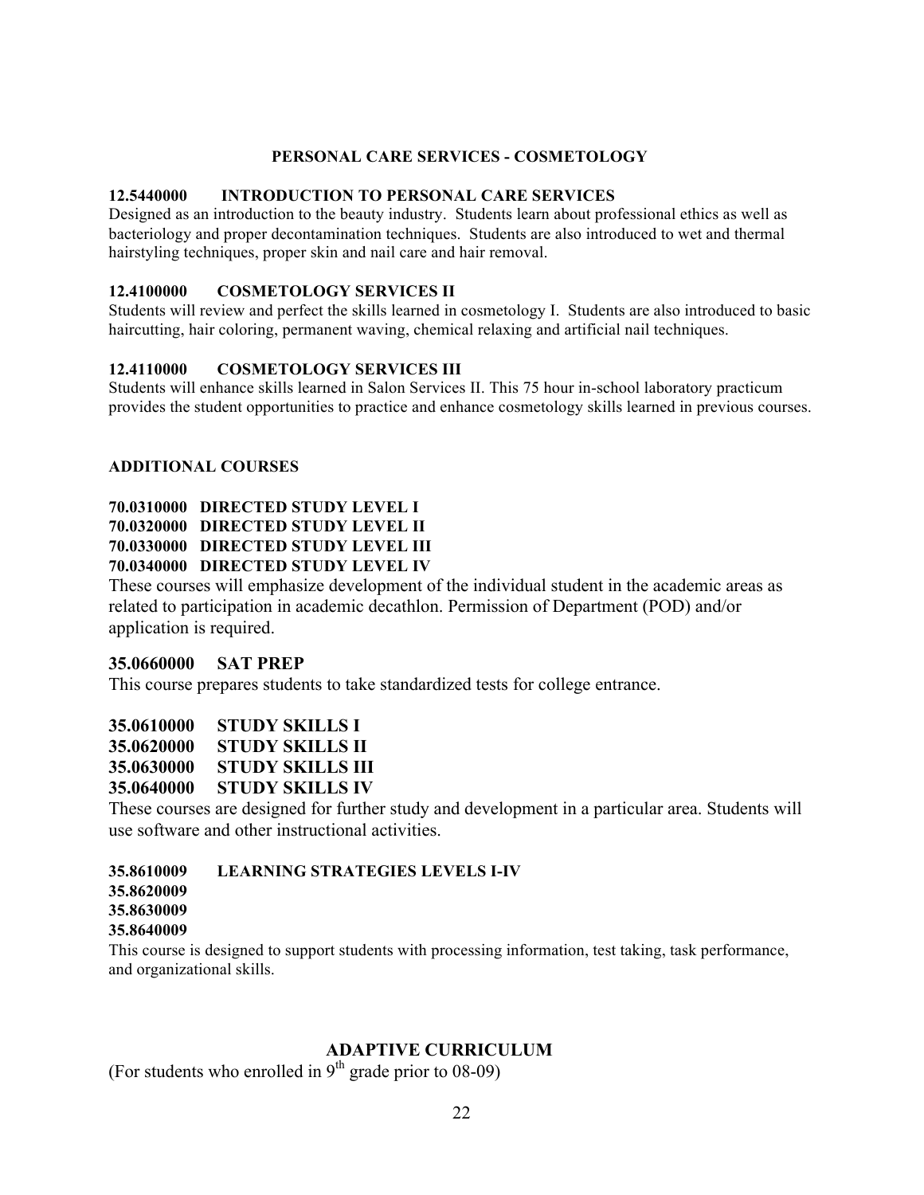## PERSONAL CARE SERVICES - COSMETOLOGY

**12.5440000 INTRODUCTION TO PERSONAL CARE SERVICES**
Designed as an introduction to the beauty industry. Students learn about professional ethics as well as bacteriology and proper decontamination techniques. Students are also introduced to wet and thermal hairstyling techniques, proper skin and nail care and hair removal.

**12.4100000 COSMETOLOGY SERVICES II**
Students will review and perfect the skills learned in cosmetology I. Students are also introduced to basic haircutting, hair coloring, permanent waving, chemical relaxing and artificial nail techniques.

**12.4110000 COSMETOLOGY SERVICES III**
Students will enhance skills learned in Salon Services II. This 75 hour in-school laboratory practicum provides the student opportunities to practice and enhance cosmetology skills learned in previous courses.

## ADDITIONAL COURSES

**70.0310000 DIRECTED STUDY LEVEL I**
**70.0320000 DIRECTED STUDY LEVEL II**
**70.0330000 DIRECTED STUDY LEVEL III**
**70.0340000 DIRECTED STUDY LEVEL IV**
These courses will emphasize development of the individual student in the academic areas as related to participation in academic decathlon. Permission of Department (POD) and/or application is required.

**35.0660000 SAT PREP**
This course prepares students to take standardized tests for college entrance.

**35.0610000 STUDY SKILLS I**
**35.0620000 STUDY SKILLS II**
**35.0630000 STUDY SKILLS III**
**35.0640000 STUDY SKILLS IV**
These courses are designed for further study and development in a particular area. Students will use software and other instructional activities.

**35.8610009 LEARNING STRATEGIES LEVELS I-IV**
**35.8620009**
**35.8630009**
**35.8640009**
This course is designed to support students with processing information, test taking, task performance, and organizational skills.

## ADAPTIVE CURRICULUM

(For students who enrolled in 9th grade prior to 08-09)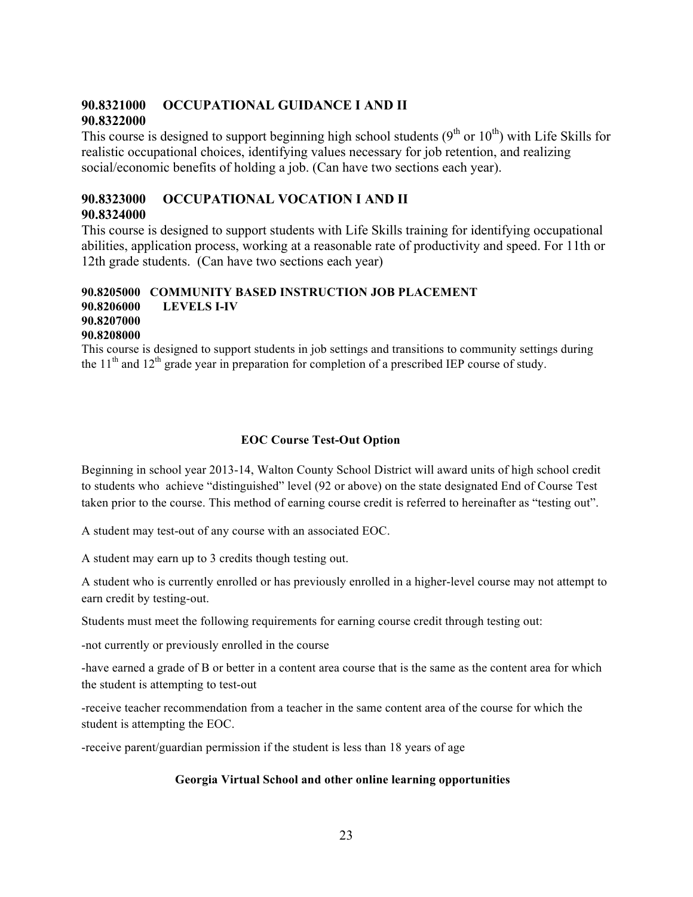### 90.8321000 OCCUPATIONAL GUIDANCE I AND II
### 90.8322000

This course is designed to support beginning high school students (9th or 10th) with Life Skills for realistic occupational choices, identifying values necessary for job retention, and realizing social/economic benefits of holding a job. (Can have two sections each year).

### 90.8323000 OCCUPATIONAL VOCATION I AND II
### 90.8324000

This course is designed to support students with Life Skills training for identifying occupational abilities, application process, working at a reasonable rate of productivity and speed. For 11th or 12th grade students. (Can have two sections each year)

### 90.8205000 COMMUNITY BASED INSTRUCTION JOB PLACEMENT
### 90.8206000 LEVELS I-IV
### 90.8207000
### 90.8208000

This course is designed to support students in job settings and transitions to community settings during the 11th and 12th grade year in preparation for completion of a prescribed IEP course of study.

## EOC Course Test-Out Option

Beginning in school year 2013-14, Walton County School District will award units of high school credit to students who achieve "distinguished" level (92 or above) on the state designated End of Course Test taken prior to the course. This method of earning course credit is referred to hereinafter as "testing out".

A student may test-out of any course with an associated EOC.

A student may earn up to 3 credits though testing out.

A student who is currently enrolled or has previously enrolled in a higher-level course may not attempt to earn credit by testing-out.

Students must meet the following requirements for earning course credit through testing out:

-not currently or previously enrolled in the course

-have earned a grade of B or better in a content area course that is the same as the content area for which the student is attempting to test-out

-receive teacher recommendation from a teacher in the same content area of the course for which the student is attempting the EOC.

-receive parent/guardian permission if the student is less than 18 years of age

## Georgia Virtual School and other online learning opportunities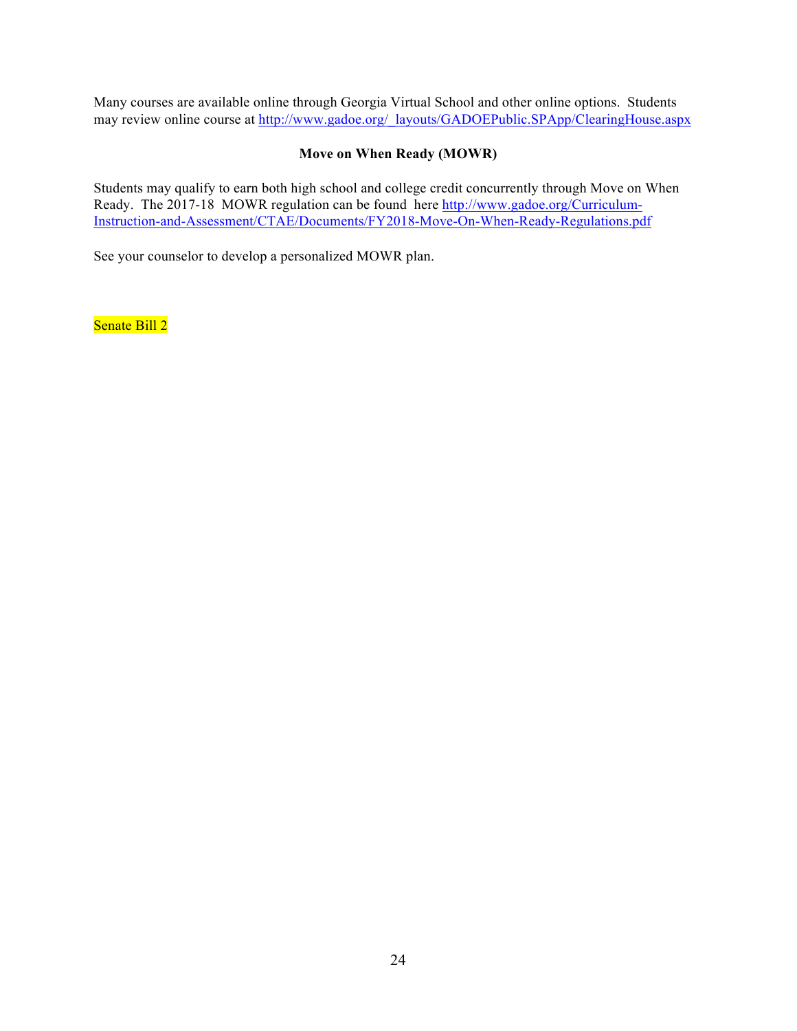Many courses are available online through Georgia Virtual School and other online options. Students may review online course at http://www.gadoe.org/_layouts/GADOEPublic.SPApp/ClearingHouse.aspx

**Move on When Ready (MOWR)**

Students may qualify to earn both high school and college credit concurrently through Move on When Ready. The 2017-18 MOWR regulation can be found here http://www.gadoe.org/Curriculum-Instruction-and-Assessment/CTAE/Documents/FY2018-Move-On-When-Ready-Regulations.pdf

See your counselor to develop a personalized MOWR plan.

Senate Bill 2